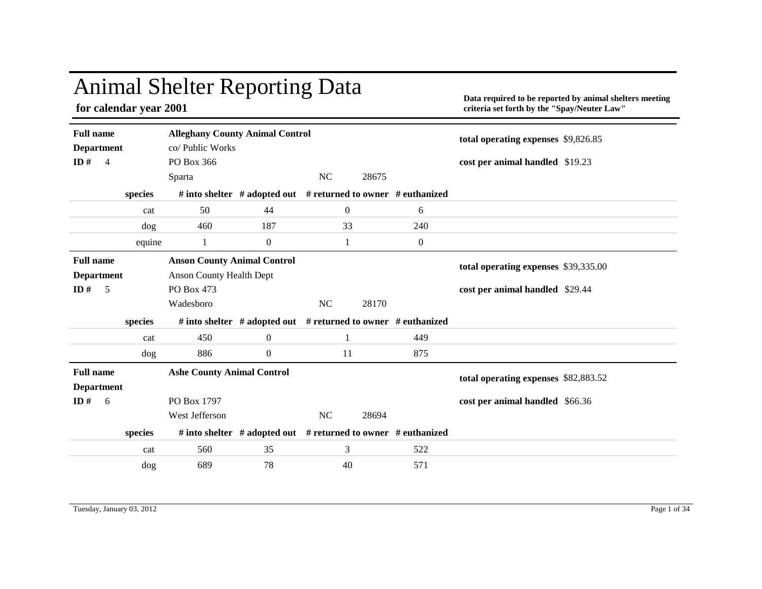# Animal Shelter Reporting Data

**for calendar year 2001**

**Data required to be reported by animal shelters meeting criteria set forth by the "Spay/Neuter Law"**

---

**Full name** **Alleghany County Animal Control**
**Department** co/ Public Works
**ID #** 4
PO Box 366
Sparta NC 28675

**total operating expenses** $9,826.85

**cost per animal handled** $19.23

| species | # into shelter | # adopted out | # returned to owner | # euthanized |
|---|---|---|---|---|
| cat | 50 | 44 | 0 | 6 |
| dog | 460 | 187 | 33 | 240 |
| equine | 1 | 0 | 1 | 0 |

---

**Full name** **Anson County Animal Control**
**Department** Anson County Health Dept
**ID #** 5
PO Box 473
Wadesboro NC 28170

**total operating expenses** $39,335.00

**cost per animal handled** $29.44

| species | # into shelter | # adopted out | # returned to owner | # euthanized |
|---|---|---|---|---|
| cat | 450 | 0 | 1 | 449 |
| dog | 886 | 0 | 11 | 875 |

---

**Full name** **Ashe County Animal Control**
**Department**
**ID #** 6
PO Box 1797
West Jefferson NC 28694

**total operating expenses** $82,883.52

**cost per animal handled** $66.36

| species | # into shelter | # adopted out | # returned to owner | # euthanized |
|---|---|---|---|---|
| cat | 560 | 35 | 3 | 522 |
| dog | 689 | 78 | 40 | 571 |

Tuesday, January 03, 2012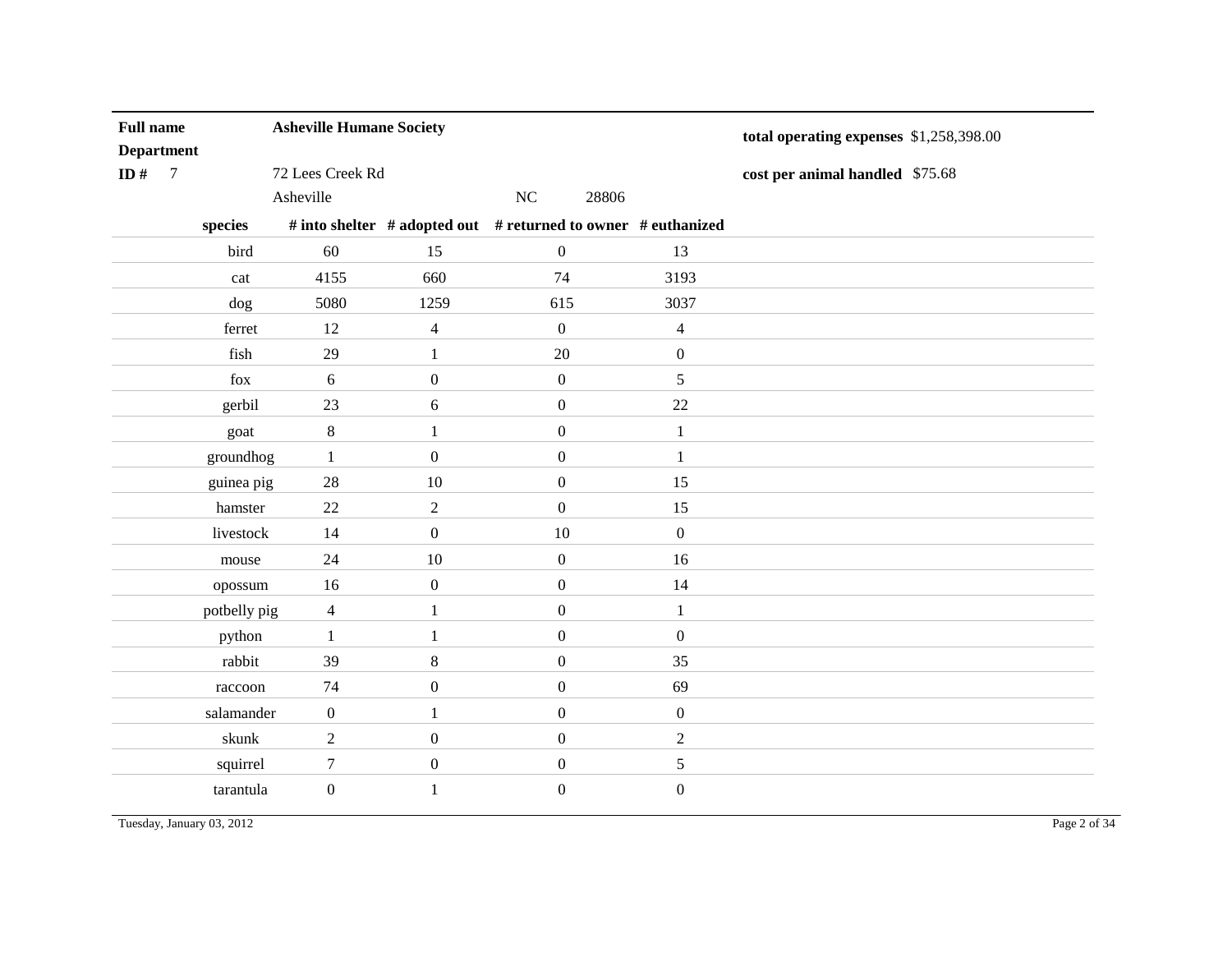| | | | |
|---|---|---|---|
| **Full name** | **Asheville Humane Society** | **total operating expenses** | $1,258,398.00 |
| **Department** | | | |
| **ID #** 7 | 72 Lees Creek Rd | **cost per animal handled** | $75.68 |
| | Asheville NC 28806 | | |

| species | # into shelter | # adopted out | # returned to owner | # euthanized |
|---|---|---|---|---|
| bird | 60 | 15 | 0 | 13 |
| cat | 4155 | 660 | 74 | 3193 |
| dog | 5080 | 1259 | 615 | 3037 |
| ferret | 12 | 4 | 0 | 4 |
| fish | 29 | 1 | 20 | 0 |
| fox | 6 | 0 | 0 | 5 |
| gerbil | 23 | 6 | 0 | 22 |
| goat | 8 | 1 | 0 | 1 |
| groundhog | 1 | 0 | 0 | 1 |
| guinea pig | 28 | 10 | 0 | 15 |
| hamster | 22 | 2 | 0 | 15 |
| livestock | 14 | 0 | 10 | 0 |
| mouse | 24 | 10 | 0 | 16 |
| opossum | 16 | 0 | 0 | 14 |
| potbelly pig | 4 | 1 | 0 | 1 |
| python | 1 | 1 | 0 | 0 |
| rabbit | 39 | 8 | 0 | 35 |
| raccoon | 74 | 0 | 0 | 69 |
| salamander | 0 | 1 | 0 | 0 |
| skunk | 2 | 0 | 0 | 2 |
| squirrel | 7 | 0 | 0 | 5 |
| tarantula | 0 | 1 | 0 | 0 |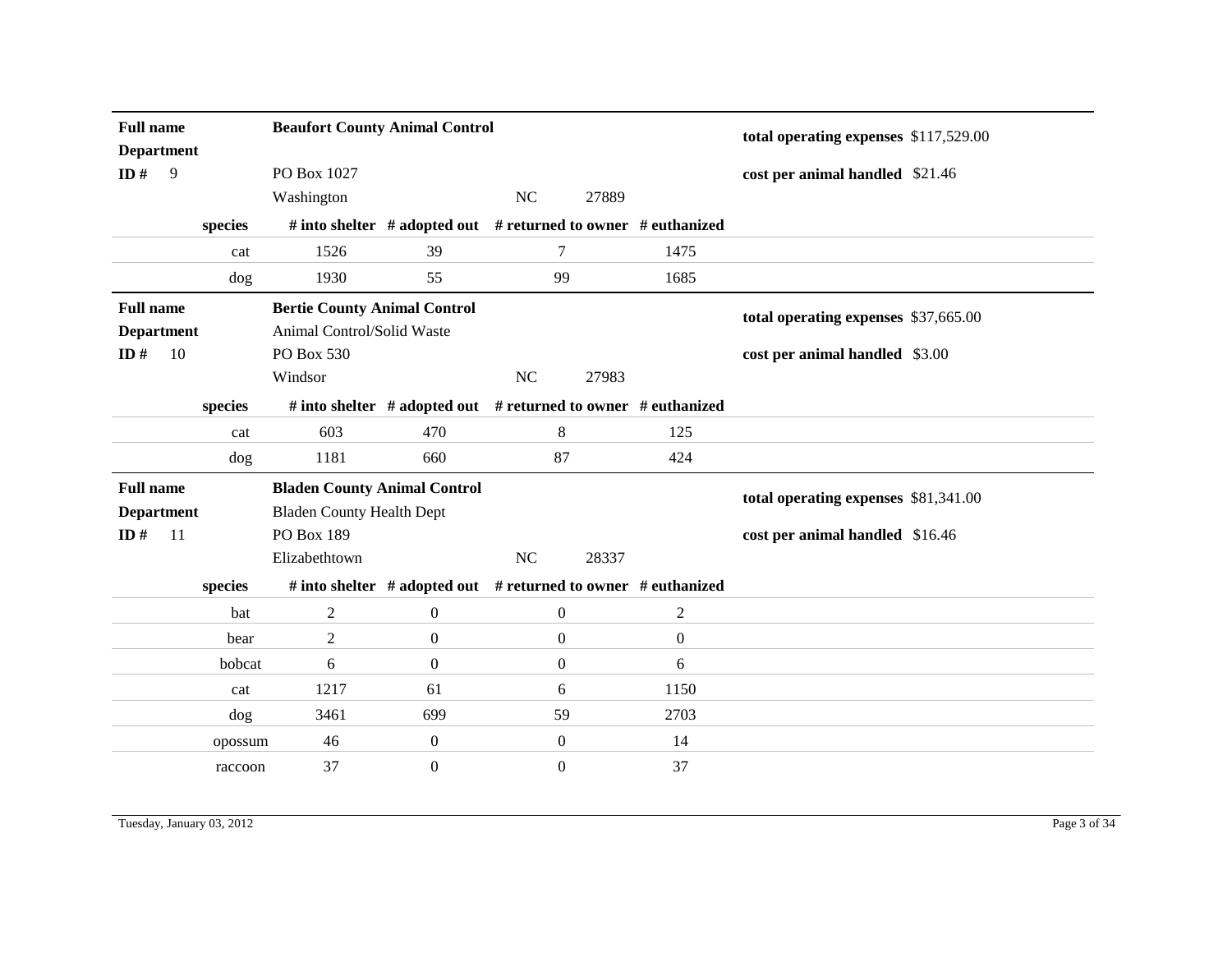**Full name** Beaufort County Animal Control
**Department**
**ID #** 9
PO Box 1027
Washington NC 27889

**total operating expenses** $117,529.00

**cost per animal handled** $21.46

| species | # into shelter | # adopted out | # returned to owner | # euthanized |
|---|---|---|---|---|
| cat | 1526 | 39 | 7 | 1475 |
| dog | 1930 | 55 | 99 | 1685 |

**Full name** Bertie County Animal Control
**Department** Animal Control/Solid Waste
**ID #** 10
PO Box 530
Windsor NC 27983

**total operating expenses** $37,665.00

**cost per animal handled** $3.00

| species | # into shelter | # adopted out | # returned to owner | # euthanized |
|---|---|---|---|---|
| cat | 603 | 470 | 8 | 125 |
| dog | 1181 | 660 | 87 | 424 |

**Full name** Bladen County Animal Control
**Department** Bladen County Health Dept
**ID #** 11
PO Box 189
Elizabethtown NC 28337

**total operating expenses** $81,341.00

**cost per animal handled** $16.46

| species | # into shelter | # adopted out | # returned to owner | # euthanized |
|---|---|---|---|---|
| bat | 2 | 0 | 0 | 2 |
| bear | 2 | 0 | 0 | 0 |
| bobcat | 6 | 0 | 0 | 6 |
| cat | 1217 | 61 | 6 | 1150 |
| dog | 3461 | 699 | 59 | 2703 |
| opossum | 46 | 0 | 0 | 14 |
| raccoon | 37 | 0 | 0 | 37 |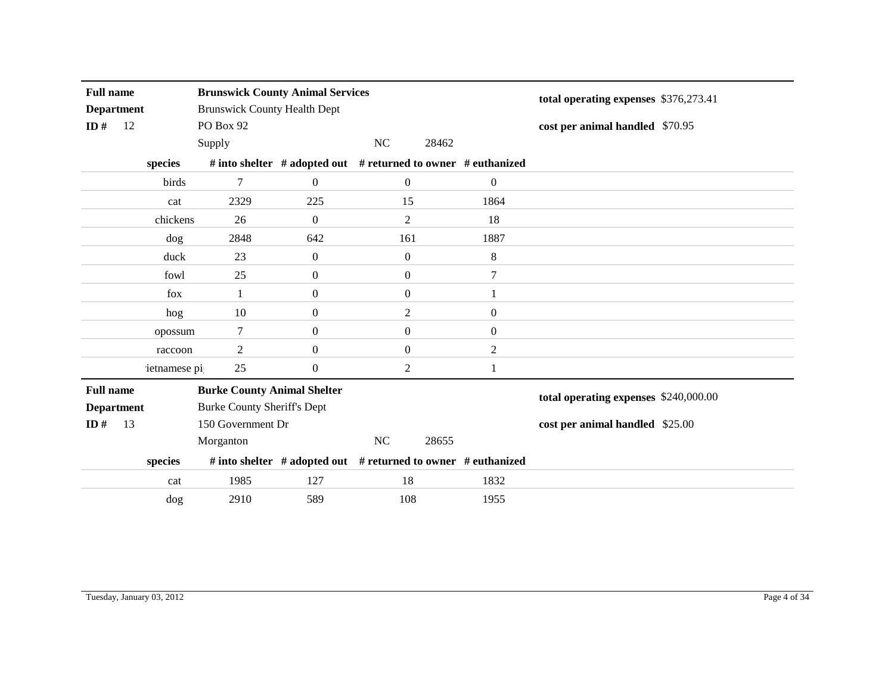| | |
|---|---|
| **Full name** | **Brunswick County Animal Services** |
| **Department** | Brunswick County Health Dept |
| **ID #** 12 | PO Box 92 |
| | Supply NC 28462 |

**total operating expenses** $376,273.41

**cost per animal handled** $70.95

| species | # into shelter | # adopted out | # returned to owner | # euthanized |
|---|---|---|---|---|
| birds | 7 | 0 | 0 | 0 |
| cat | 2329 | 225 | 15 | 1864 |
| chickens | 26 | 0 | 2 | 18 |
| dog | 2848 | 642 | 161 | 1887 |
| duck | 23 | 0 | 0 | 8 |
| fowl | 25 | 0 | 0 | 7 |
| fox | 1 | 0 | 0 | 1 |
| hog | 10 | 0 | 2 | 0 |
| opossum | 7 | 0 | 0 | 0 |
| raccoon | 2 | 0 | 0 | 2 |
| ietnamese pi | 25 | 0 | 2 | 1 |

| | |
|---|---|
| **Full name** | **Burke County Animal Shelter** |
| **Department** | Burke County Sheriff's Dept |
| **ID #** 13 | 150 Government Dr |
| | Morganton NC 28655 |

**total operating expenses** $240,000.00

**cost per animal handled** $25.00

| species | # into shelter | # adopted out | # returned to owner | # euthanized |
|---|---|---|---|---|
| cat | 1985 | 127 | 18 | 1832 |
| dog | 2910 | 589 | 108 | 1955 |

Tuesday, January 03, 2012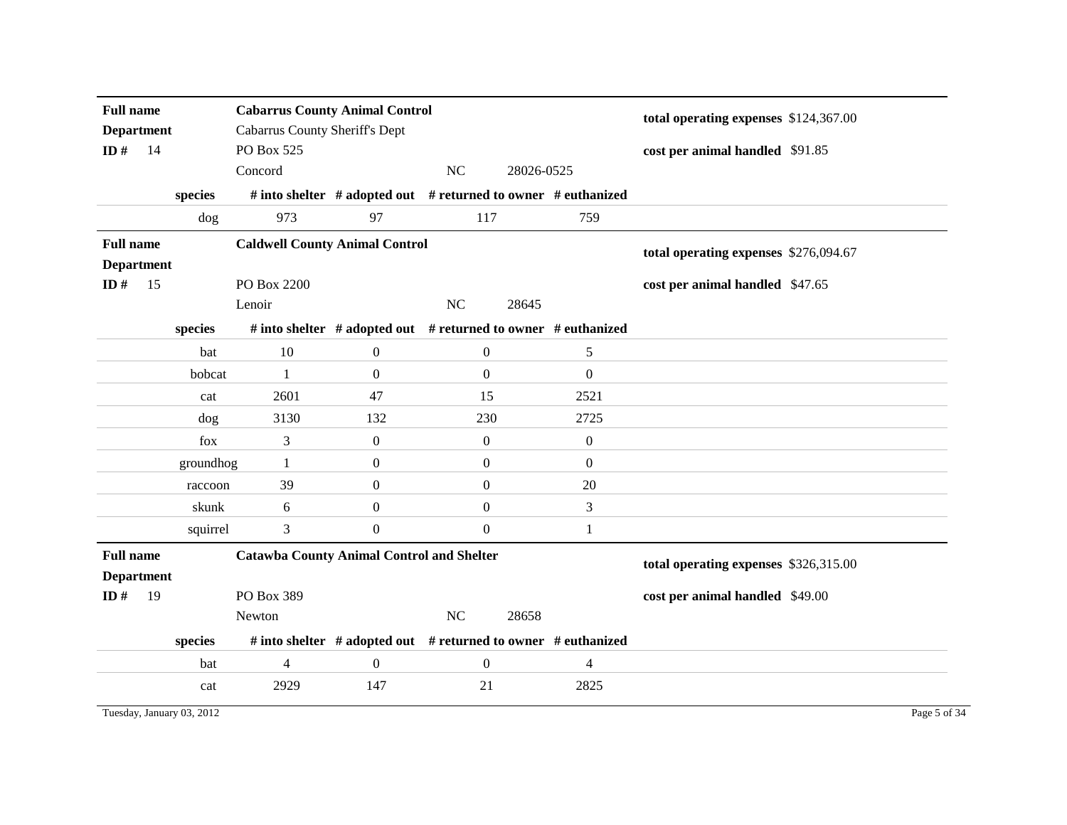| | |
|---|---|
| **Full name** | **Cabarrus County Animal Control** |
| **Department** | Cabarrus County Sheriff's Dept |
| **ID #** 14 | PO Box 525 |
| | Concord NC 28026-0525 |

**total operating expenses** $124,367.00

**cost per animal handled** $91.85

| species | # into shelter | # adopted out | # returned to owner | # euthanized |
|---|---|---|---|---|
| dog | 973 | 97 | 117 | 759 |

| | |
|---|---|
| **Full name** | **Caldwell County Animal Control** |
| **Department** | |
| **ID #** 15 | PO Box 2200 |
| | Lenoir NC 28645 |

**total operating expenses** $276,094.67

**cost per animal handled** $47.65

| species | # into shelter | # adopted out | # returned to owner | # euthanized |
|---|---|---|---|---|
| bat | 10 | 0 | 0 | 5 |
| bobcat | 1 | 0 | 0 | 0 |
| cat | 2601 | 47 | 15 | 2521 |
| dog | 3130 | 132 | 230 | 2725 |
| fox | 3 | 0 | 0 | 0 |
| groundhog | 1 | 0 | 0 | 0 |
| raccoon | 39 | 0 | 0 | 20 |
| skunk | 6 | 0 | 0 | 3 |
| squirrel | 3 | 0 | 0 | 1 |

| | |
|---|---|
| **Full name** | **Catawba County Animal Control and Shelter** |
| **Department** | |
| **ID #** 19 | PO Box 389 |
| | Newton NC 28658 |

**total operating expenses** $326,315.00

**cost per animal handled** $49.00

| species | # into shelter | # adopted out | # returned to owner | # euthanized |
|---|---|---|---|---|
| bat | 4 | 0 | 0 | 4 |
| cat | 2929 | 147 | 21 | 2825 |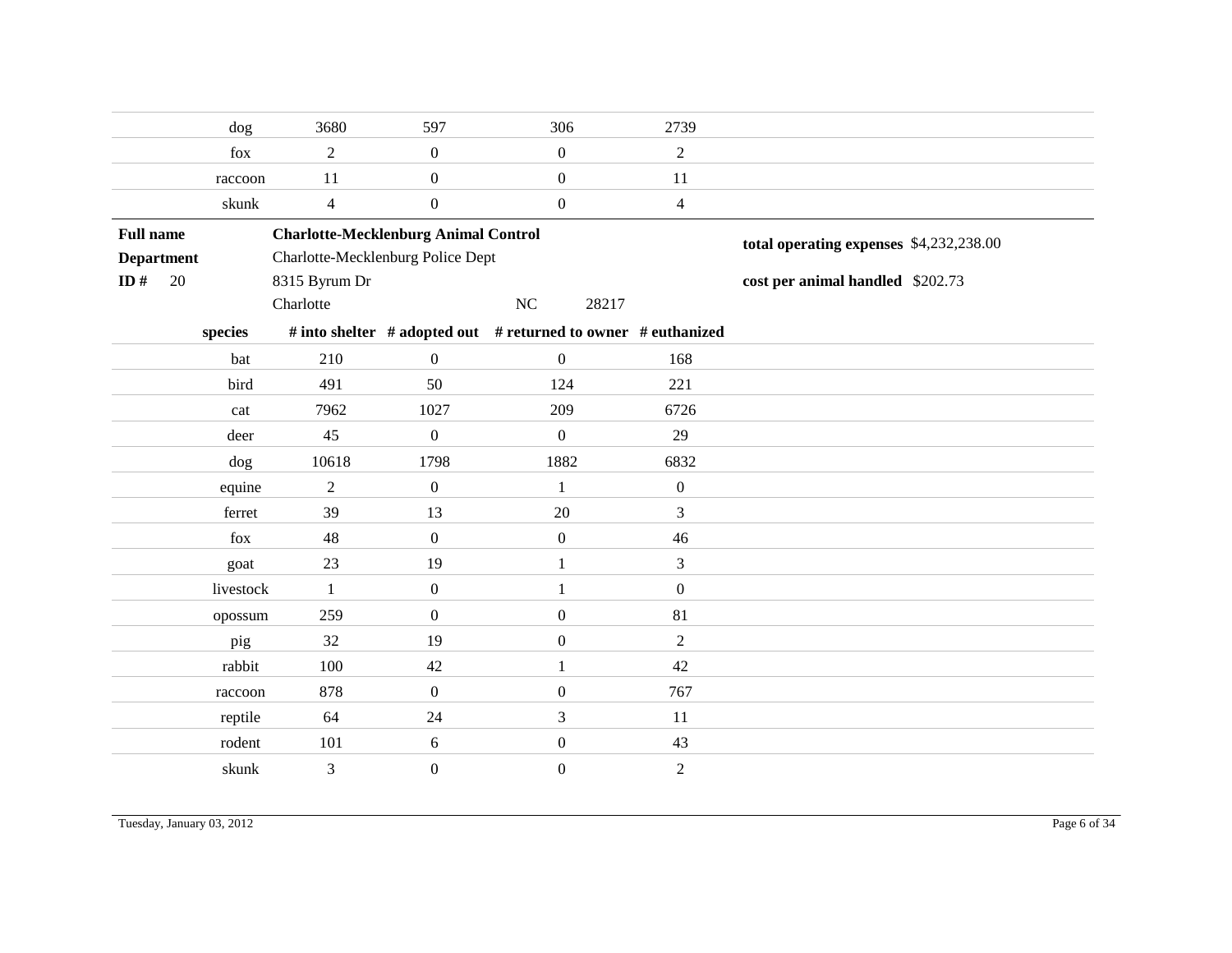| species | # into shelter | # adopted out | # returned to owner | # euthanized |
|---|---|---|---|---|
| dog | 3680 | 597 | 306 | 2739 |
| fox | 2 | 0 | 0 | 2 |
| raccoon | 11 | 0 | 0 | 11 |
| skunk | 4 | 0 | 0 | 4 |

**Full name** **Charlotte-Mecklenburg Animal Control**

**Department** Charlotte-Mecklenburg Police Dept

**ID #** 20

8315 Byrum Dr

Charlotte NC 28217

**total operating expenses** $4,232,238.00

**cost per animal handled** $202.73

| species | # into shelter | # adopted out | # returned to owner | # euthanized |
|---|---|---|---|---|
| bat | 210 | 0 | 0 | 168 |
| bird | 491 | 50 | 124 | 221 |
| cat | 7962 | 1027 | 209 | 6726 |
| deer | 45 | 0 | 0 | 29 |
| dog | 10618 | 1798 | 1882 | 6832 |
| equine | 2 | 0 | 1 | 0 |
| ferret | 39 | 13 | 20 | 3 |
| fox | 48 | 0 | 0 | 46 |
| goat | 23 | 19 | 1 | 3 |
| livestock | 1 | 0 | 1 | 0 |
| opossum | 259 | 0 | 0 | 81 |
| pig | 32 | 19 | 0 | 2 |
| rabbit | 100 | 42 | 1 | 42 |
| raccoon | 878 | 0 | 0 | 767 |
| reptile | 64 | 24 | 3 | 11 |
| rodent | 101 | 6 | 0 | 43 |
| skunk | 3 | 0 | 0 | 2 |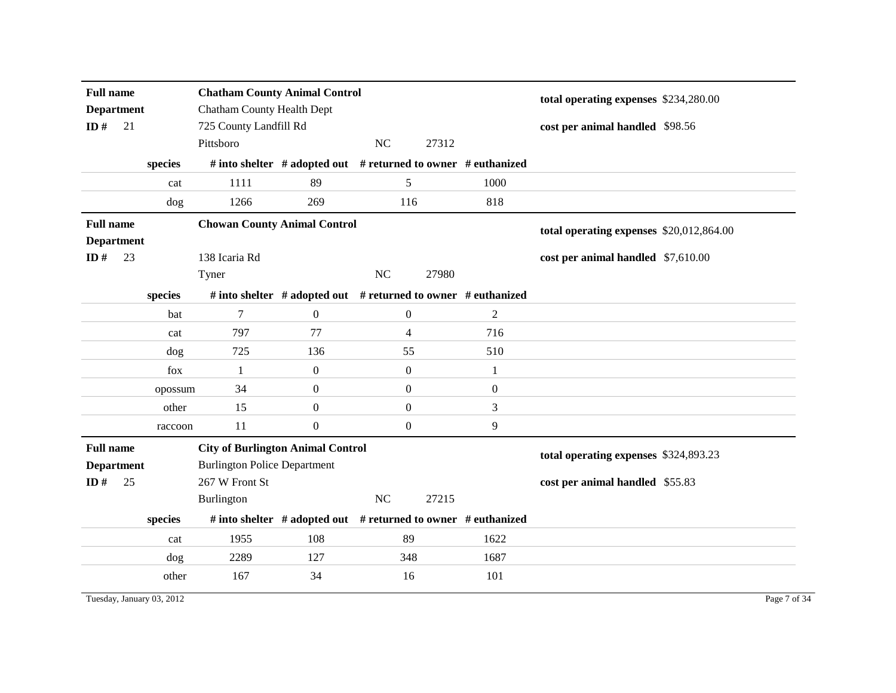**Full name** **Chatham County Animal Control**
**Department** Chatham County Health Dept
**ID #** 21
725 County Landfill Rd
Pittsboro NC 27312

**total operating expenses** $234,280.00
**cost per animal handled** $98.56

| species | # into shelter | # adopted out | # returned to owner | # euthanized |
|---|---|---|---|---|
| cat | 1111 | 89 | 5 | 1000 |
| dog | 1266 | 269 | 116 | 818 |

**Full name** **Chowan County Animal Control**
**Department**
**ID #** 23
138 Icaria Rd
Tyner NC 27980

**total operating expenses** $20,012,864.00
**cost per animal handled** $7,610.00

| species | # into shelter | # adopted out | # returned to owner | # euthanized |
|---|---|---|---|---|
| bat | 7 | 0 | 0 | 2 |
| cat | 797 | 77 | 4 | 716 |
| dog | 725 | 136 | 55 | 510 |
| fox | 1 | 0 | 0 | 1 |
| opossum | 34 | 0 | 0 | 0 |
| other | 15 | 0 | 0 | 3 |
| raccoon | 11 | 0 | 0 | 9 |

**Full name** **City of Burlington Animal Control**
**Department** Burlington Police Department
**ID #** 25
267 W Front St
Burlington NC 27215

**total operating expenses** $324,893.23
**cost per animal handled** $55.83

| species | # into shelter | # adopted out | # returned to owner | # euthanized |
|---|---|---|---|---|
| cat | 1955 | 108 | 89 | 1622 |
| dog | 2289 | 127 | 348 | 1687 |
| other | 167 | 34 | 16 | 101 |

Tuesday, January 03, 2012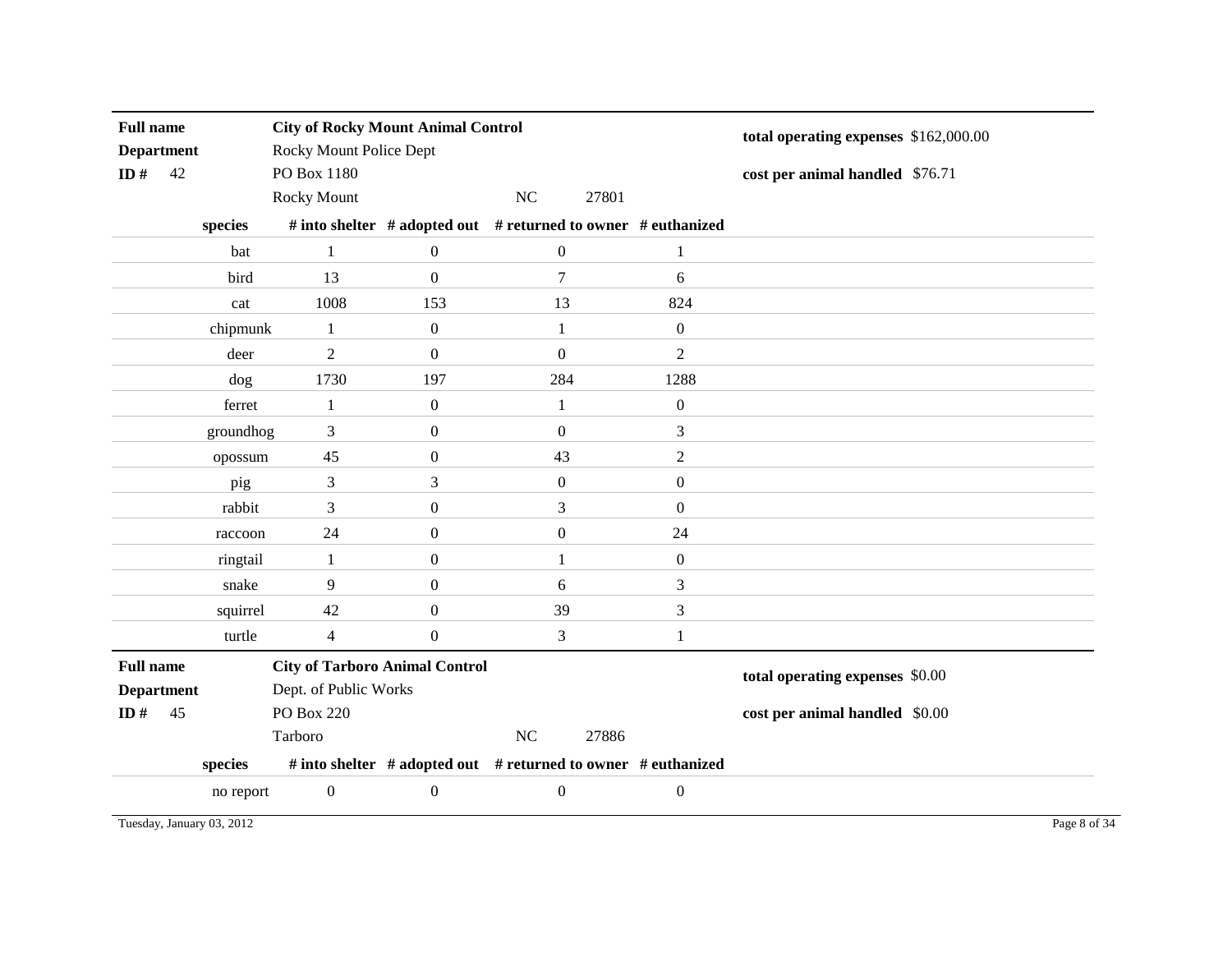| **Full name** | **City of Rocky Mount Animal Control** | | | | **total operating expenses** | $162,000.00 |
|---|---|---|---|---|---|---|
| **Department** | Rocky Mount Police Dept | | | | | |
| **ID #** 42 | PO Box 1180 | | | | **cost per animal handled** | $76.71 |
| | Rocky Mount | | NC | 27801 | | |

| species | # into shelter | # adopted out | # returned to owner | # euthanized |
|---|---|---|---|---|
| bat | 1 | 0 | 0 | 1 |
| bird | 13 | 0 | 7 | 6 |
| cat | 1008 | 153 | 13 | 824 |
| chipmunk | 1 | 0 | 1 | 0 |
| deer | 2 | 0 | 0 | 2 |
| dog | 1730 | 197 | 284 | 1288 |
| ferret | 1 | 0 | 1 | 0 |
| groundhog | 3 | 0 | 0 | 3 |
| opossum | 45 | 0 | 43 | 2 |
| pig | 3 | 3 | 0 | 0 |
| rabbit | 3 | 0 | 3 | 0 |
| raccoon | 24 | 0 | 0 | 24 |
| ringtail | 1 | 0 | 1 | 0 |
| snake | 9 | 0 | 6 | 3 |
| squirrel | 42 | 0 | 39 | 3 |
| turtle | 4 | 0 | 3 | 1 |

| **Full name** | **City of Tarboro Animal Control** | | | | **total operating expenses** | $0.00 |
|---|---|---|---|---|---|---|
| **Department** | Dept. of Public Works | | | | | |
| **ID #** 45 | PO Box 220 | | | | **cost per animal handled** | $0.00 |
| | Tarboro | | NC | 27886 | | |

| species | # into shelter | # adopted out | # returned to owner | # euthanized |
|---|---|---|---|---|
| no report | 0 | 0 | 0 | 0 |

Tuesday, January 03, 2012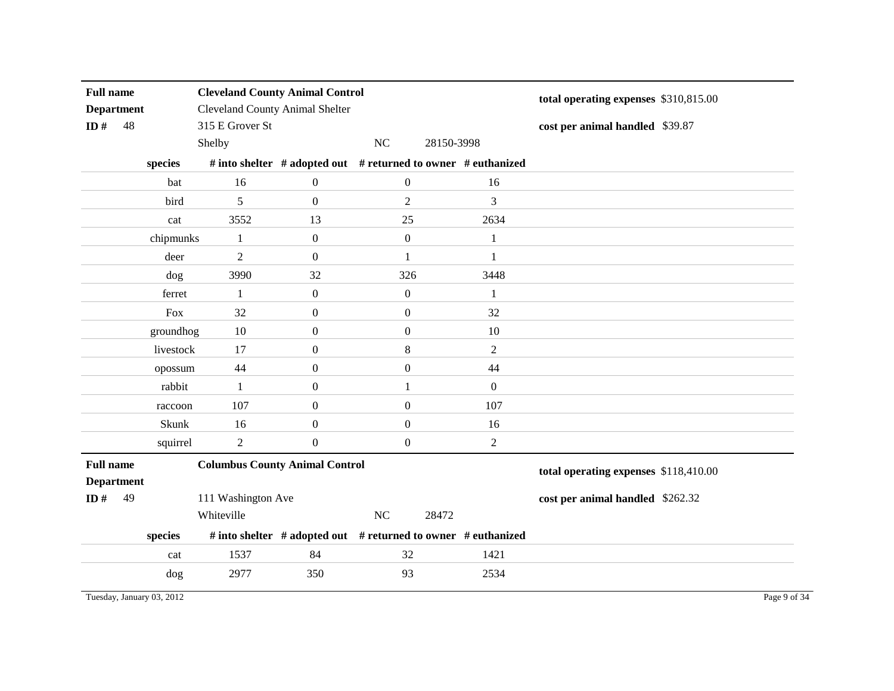**Full name** **Cleveland County Animal Control**
**Department** Cleveland County Animal Shelter
**ID #** 48
315 E Grover St
Shelby NC 28150-3998

**total operating expenses** $310,815.00
**cost per animal handled** $39.87

| species | # into shelter | # adopted out | # returned to owner | # euthanized |
|---|---|---|---|---|
| bat | 16 | 0 | 0 | 16 |
| bird | 5 | 0 | 2 | 3 |
| cat | 3552 | 13 | 25 | 2634 |
| chipmunks | 1 | 0 | 0 | 1 |
| deer | 2 | 0 | 1 | 1 |
| dog | 3990 | 32 | 326 | 3448 |
| ferret | 1 | 0 | 0 | 1 |
| Fox | 32 | 0 | 0 | 32 |
| groundhog | 10 | 0 | 0 | 10 |
| livestock | 17 | 0 | 8 | 2 |
| opossum | 44 | 0 | 0 | 44 |
| rabbit | 1 | 0 | 1 | 0 |
| raccoon | 107 | 0 | 0 | 107 |
| Skunk | 16 | 0 | 0 | 16 |
| squirrel | 2 | 0 | 0 | 2 |

**Full name** **Columbus County Animal Control**
**Department**
**ID #** 49
111 Washington Ave
Whiteville NC 28472

**total operating expenses** $118,410.00
**cost per animal handled** $262.32

| species | # into shelter | # adopted out | # returned to owner | # euthanized |
|---|---|---|---|---|
| cat | 1537 | 84 | 32 | 1421 |
| dog | 2977 | 350 | 93 | 2534 |

Tuesday, January 03, 2012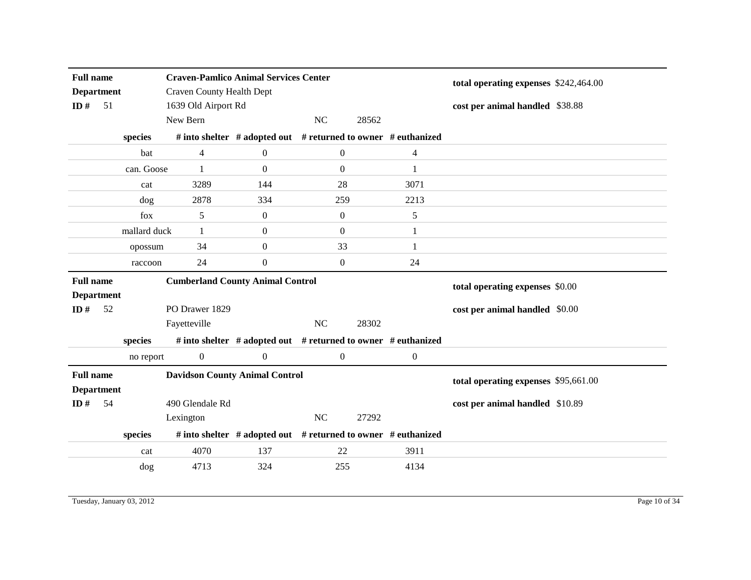**Full name** **Craven-Pamlico Animal Services Center**
**Department** Craven County Health Dept
**ID #** 51 1639 Old Airport Rd
New Bern NC 28562

**total operating expenses** $242,464.00
**cost per animal handled** $38.88

| species | # into shelter | # adopted out | # returned to owner | # euthanized |
|---|---|---|---|---|
| bat | 4 | 0 | 0 | 4 |
| can. Goose | 1 | 0 | 0 | 1 |
| cat | 3289 | 144 | 28 | 3071 |
| dog | 2878 | 334 | 259 | 2213 |
| fox | 5 | 0 | 0 | 5 |
| mallard duck | 1 | 0 | 0 | 1 |
| opossum | 34 | 0 | 33 | 1 |
| raccoon | 24 | 0 | 0 | 24 |

**Full name** **Cumberland County Animal Control**
**Department**
**ID #** 52 PO Drawer 1829
Fayetteville NC 28302

**total operating expenses** $0.00
**cost per animal handled** $0.00

| species | # into shelter | # adopted out | # returned to owner | # euthanized |
|---|---|---|---|---|
| no report | 0 | 0 | 0 | 0 |

**Full name** **Davidson County Animal Control**
**Department**
**ID #** 54 490 Glendale Rd
Lexington NC 27292

**total operating expenses** $95,661.00
**cost per animal handled** $10.89

| species | # into shelter | # adopted out | # returned to owner | # euthanized |
|---|---|---|---|---|
| cat | 4070 | 137 | 22 | 3911 |
| dog | 4713 | 324 | 255 | 4134 |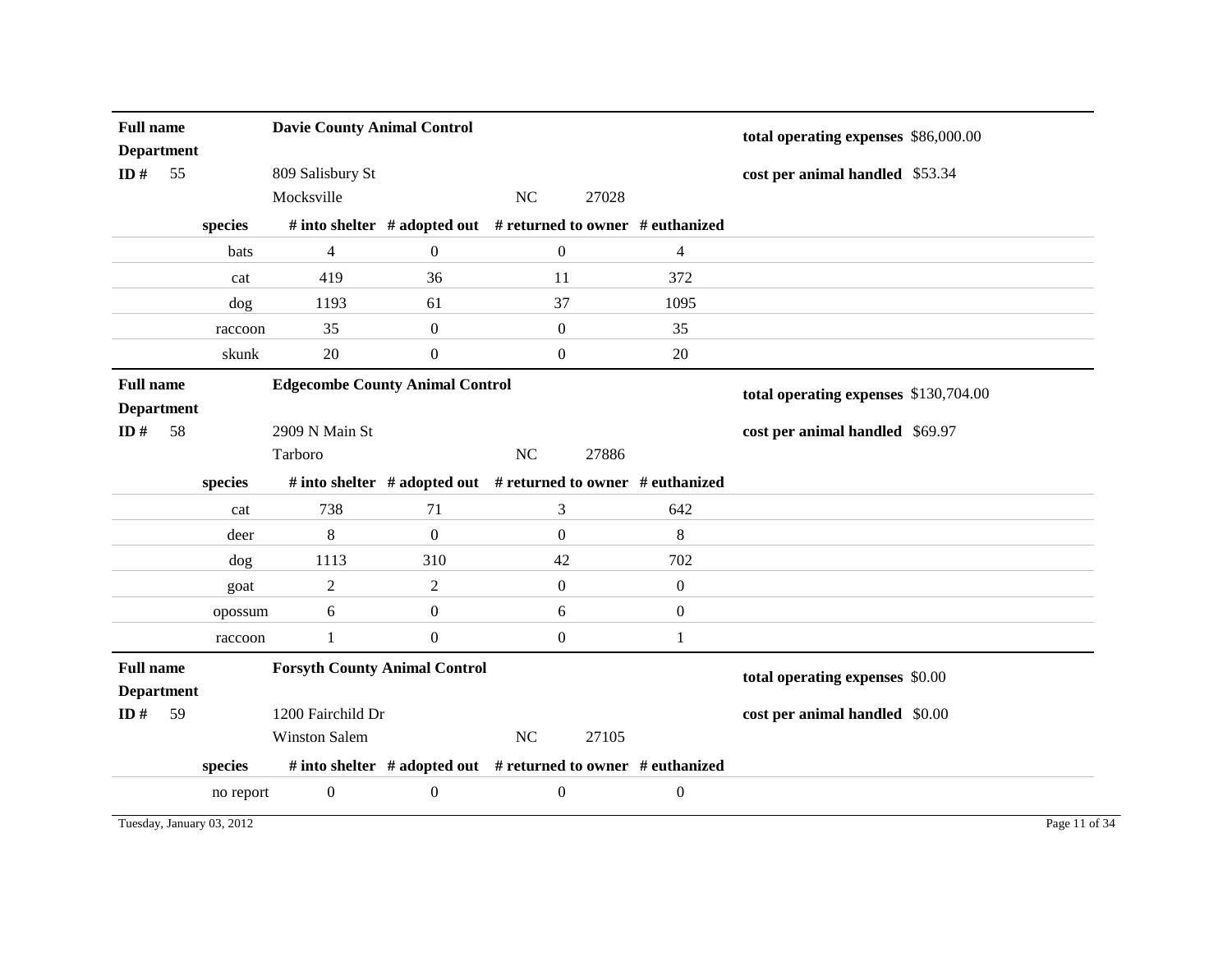**Full name Department** Davie County Animal Control

**ID #** 55

809 Salisbury St
Mocksville NC 27028

**total operating expenses** $86,000.00

**cost per animal handled** $53.34

| species | # into shelter | # adopted out | # returned to owner | # euthanized |
|---|---|---|---|---|
| bats | 4 | 0 | 0 | 4 |
| cat | 419 | 36 | 11 | 372 |
| dog | 1193 | 61 | 37 | 1095 |
| raccoon | 35 | 0 | 0 | 35 |
| skunk | 20 | 0 | 0 | 20 |

**Full name Department** Edgecombe County Animal Control

**ID #** 58

2909 N Main St
Tarboro NC 27886

**total operating expenses** $130,704.00

**cost per animal handled** $69.97

| species | # into shelter | # adopted out | # returned to owner | # euthanized |
|---|---|---|---|---|
| cat | 738 | 71 | 3 | 642 |
| deer | 8 | 0 | 0 | 8 |
| dog | 1113 | 310 | 42 | 702 |
| goat | 2 | 2 | 0 | 0 |
| opossum | 6 | 0 | 6 | 0 |
| raccoon | 1 | 0 | 0 | 1 |

**Full name Department** Forsyth County Animal Control

**ID #** 59

1200 Fairchild Dr
Winston Salem NC 27105

**total operating expenses** $0.00

**cost per animal handled** $0.00

| species | # into shelter | # adopted out | # returned to owner | # euthanized |
|---|---|---|---|---|
| no report | 0 | 0 | 0 | 0 |

Tuesday, January 03, 2012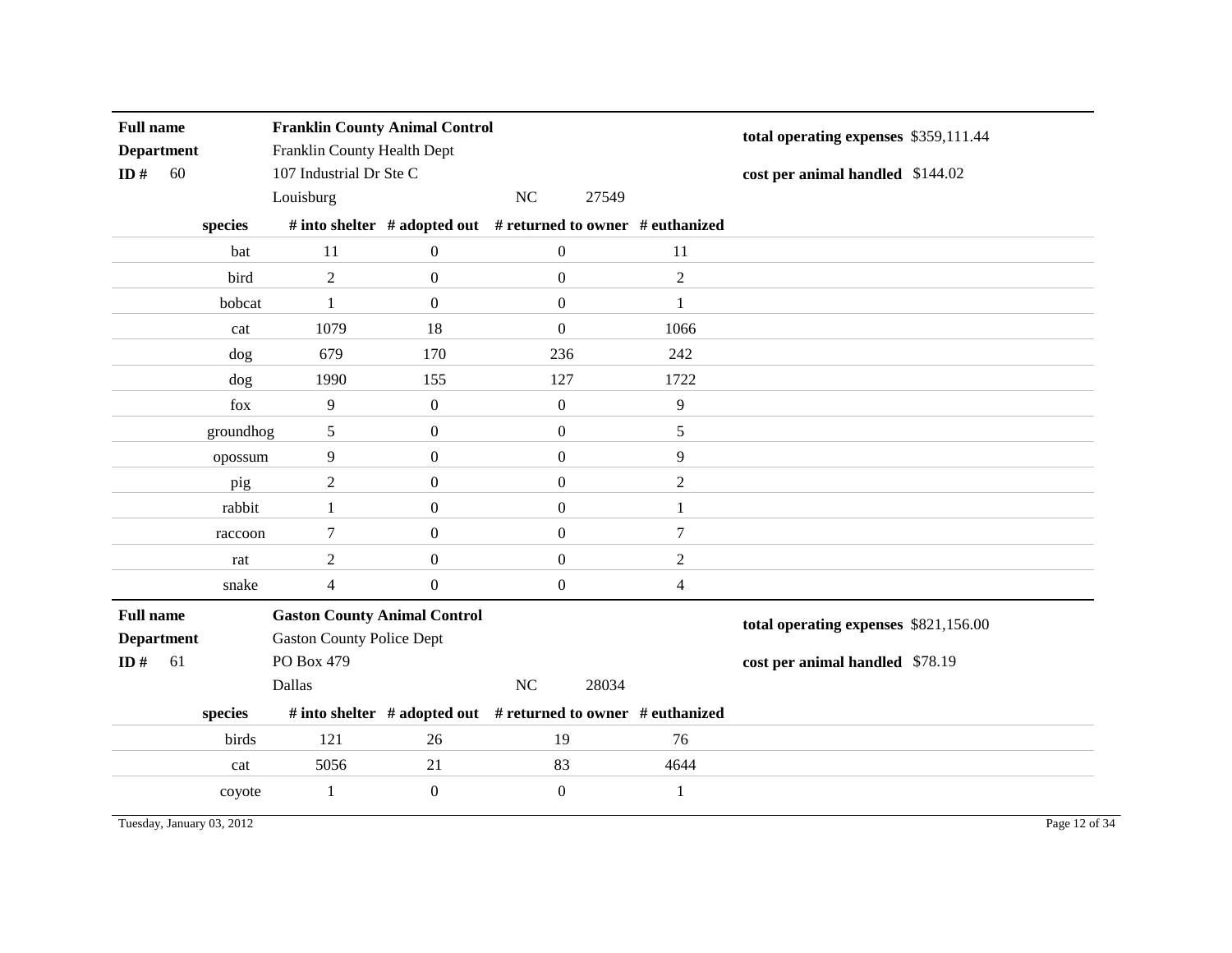| **Full name** | **Franklin County Animal Control** | | | | **total operating expenses** | $359,111.44 |
|---|---|---|---|---|---|---|
| **Department** | Franklin County Health Dept | | | | | |
| **ID #** 60 | 107 Industrial Dr Ste C | | | | **cost per animal handled** | $144.02 |
| | Louisburg | | NC | 27549 | | |

| species | # into shelter | # adopted out | # returned to owner | # euthanized |
|---|---|---|---|---|
| bat | 11 | 0 | 0 | 11 |
| bird | 2 | 0 | 0 | 2 |
| bobcat | 1 | 0 | 0 | 1 |
| cat | 1079 | 18 | 0 | 1066 |
| dog | 679 | 170 | 236 | 242 |
| dog | 1990 | 155 | 127 | 1722 |
| fox | 9 | 0 | 0 | 9 |
| groundhog | 5 | 0 | 0 | 5 |
| opossum | 9 | 0 | 0 | 9 |
| pig | 2 | 0 | 0 | 2 |
| rabbit | 1 | 0 | 0 | 1 |
| raccoon | 7 | 0 | 0 | 7 |
| rat | 2 | 0 | 0 | 2 |
| snake | 4 | 0 | 0 | 4 |

| **Full name** | **Gaston County Animal Control** | | | | **total operating expenses** | $821,156.00 |
|---|---|---|---|---|---|---|
| **Department** | Gaston County Police Dept | | | | | |
| **ID #** 61 | PO Box 479 | | | | **cost per animal handled** | $78.19 |
| | Dallas | | NC | 28034 | | |

| species | # into shelter | # adopted out | # returned to owner | # euthanized |
|---|---|---|---|---|
| birds | 121 | 26 | 19 | 76 |
| cat | 5056 | 21 | 83 | 4644 |
| coyote | 1 | 0 | 0 | 1 |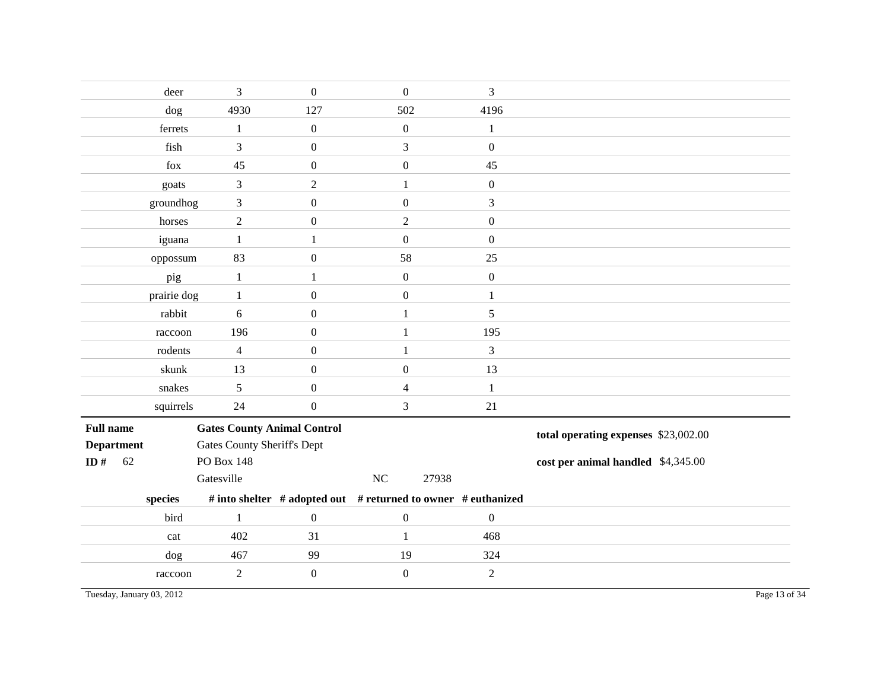| species | # into shelter | # adopted out | # returned to owner | # euthanized |
| --- | --- | --- | --- | --- |
| deer | 3 | 0 | 0 | 3 |
| dog | 4930 | 127 | 502 | 4196 |
| ferrets | 1 | 0 | 0 | 1 |
| fish | 3 | 0 | 3 | 0 |
| fox | 45 | 0 | 0 | 45 |
| goats | 3 | 2 | 1 | 0 |
| groundhog | 3 | 0 | 0 | 3 |
| horses | 2 | 0 | 2 | 0 |
| iguana | 1 | 1 | 0 | 0 |
| oppossum | 83 | 0 | 58 | 25 |
| pig | 1 | 1 | 0 | 0 |
| prairie dog | 1 | 0 | 0 | 1 |
| rabbit | 6 | 0 | 1 | 5 |
| raccoon | 196 | 0 | 1 | 195 |
| rodents | 4 | 0 | 1 | 3 |
| skunk | 13 | 0 | 0 | 13 |
| snakes | 5 | 0 | 4 | 1 |
| squirrels | 24 | 0 | 3 | 21 |

**Full name** **Gates County Animal Control**

**Department** Gates County Sheriff's Dept

**ID #** 62 PO Box 148

Gatesville NC 27938

**total operating expenses** $23,002.00

**cost per animal handled** $4,345.00

| species | # into shelter | # adopted out | # returned to owner | # euthanized |
| --- | --- | --- | --- | --- |
| bird | 1 | 0 | 0 | 0 |
| cat | 402 | 31 | 1 | 468 |
| dog | 467 | 99 | 19 | 324 |
| raccoon | 2 | 0 | 0 | 2 |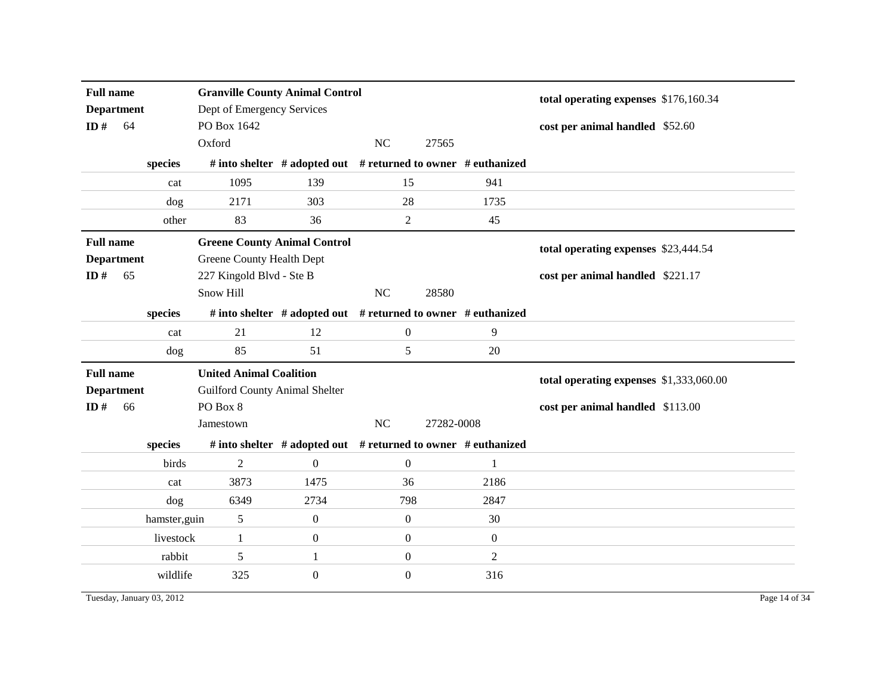**Full name** **Granville County Animal Control**
**Department** Dept of Emergency Services
**ID #** 64 PO Box 1642
Oxford NC 27565

**total operating expenses** $176,160.34
**cost per animal handled** $52.60

| species | # into shelter | # adopted out | # returned to owner | # euthanized |
|---|---|---|---|---|
| cat | 1095 | 139 | 15 | 941 |
| dog | 2171 | 303 | 28 | 1735 |
| other | 83 | 36 | 2 | 45 |

**Full name** **Greene County Animal Control**
**Department** Greene County Health Dept
**ID #** 65 227 Kingold Blvd - Ste B
Snow Hill NC 28580

**total operating expenses** $23,444.54
**cost per animal handled** $221.17

| species | # into shelter | # adopted out | # returned to owner | # euthanized |
|---|---|---|---|---|
| cat | 21 | 12 | 0 | 9 |
| dog | 85 | 51 | 5 | 20 |

**Full name** **United Animal Coalition**
**Department** Guilford County Animal Shelter
**ID #** 66 PO Box 8
Jamestown NC 27282-0008

**total operating expenses** $1,333,060.00
**cost per animal handled** $113.00

| species | # into shelter | # adopted out | # returned to owner | # euthanized |
|---|---|---|---|---|
| birds | 2 | 0 | 0 | 1 |
| cat | 3873 | 1475 | 36 | 2186 |
| dog | 6349 | 2734 | 798 | 2847 |
| hamster,guin | 5 | 0 | 0 | 30 |
| livestock | 1 | 0 | 0 | 0 |
| rabbit | 5 | 1 | 0 | 2 |
| wildlife | 325 | 0 | 0 | 316 |

Tuesday, January 03, 2012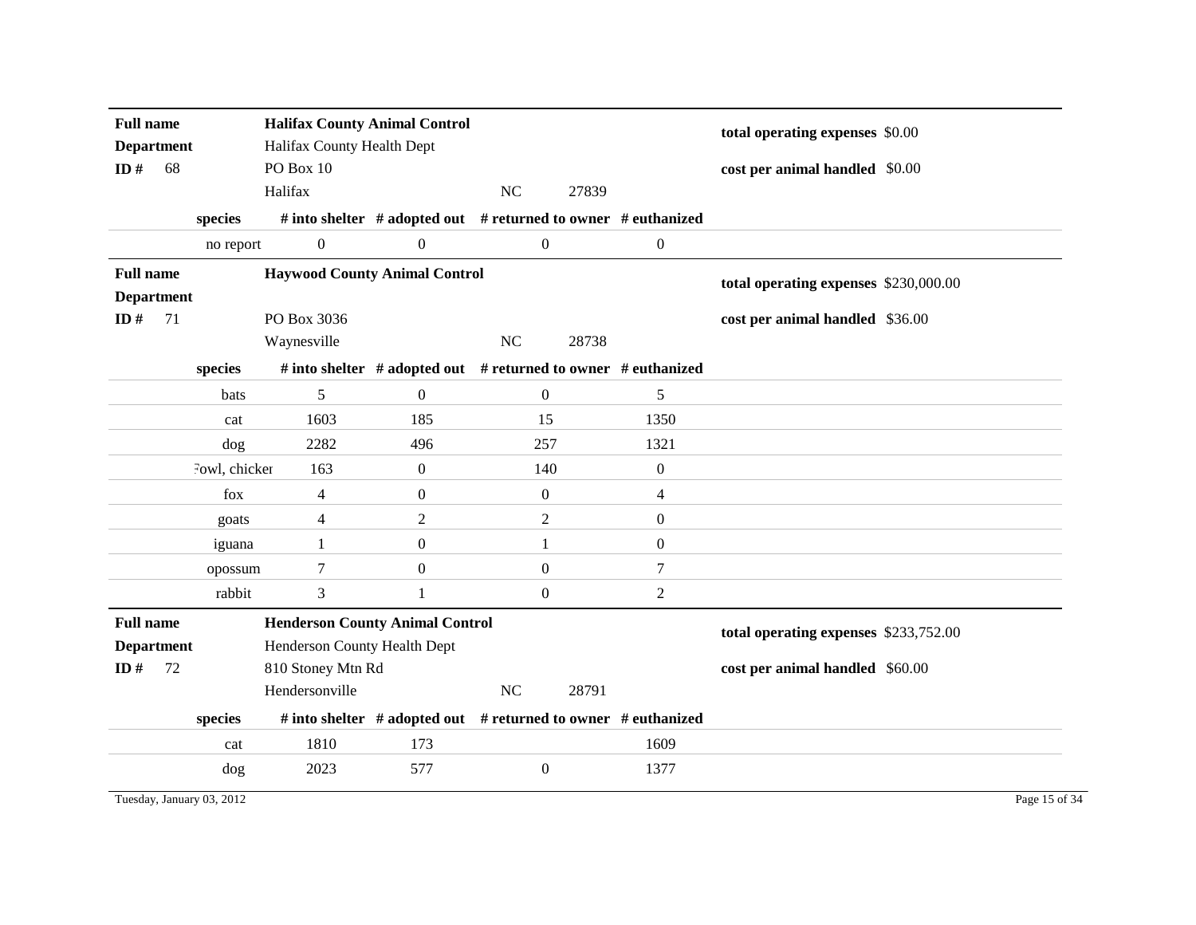**Full name** **Halifax County Animal Control**
**Department** Halifax County Health Dept
**ID #** 68 PO Box 10
Halifax NC 27839

**total operating expenses** $0.00
**cost per animal handled** $0.00

| species | # into shelter | # adopted out | # returned to owner | # euthanized |
|---|---|---|---|---|
| no report | 0 | 0 | 0 | 0 |

**Full name** **Haywood County Animal Control**
**Department**
**ID #** 71 PO Box 3036
Waynesville NC 28738

**total operating expenses** $230,000.00
**cost per animal handled** $36.00

| species | # into shelter | # adopted out | # returned to owner | # euthanized |
|---|---|---|---|---|
| bats | 5 | 0 | 0 | 5 |
| cat | 1603 | 185 | 15 | 1350 |
| dog | 2282 | 496 | 257 | 1321 |
| Fowl, chicken | 163 | 0 | 140 | 0 |
| fox | 4 | 0 | 0 | 4 |
| goats | 4 | 2 | 2 | 0 |
| iguana | 1 | 0 | 1 | 0 |
| opossum | 7 | 0 | 0 | 7 |
| rabbit | 3 | 1 | 0 | 2 |

**Full name** **Henderson County Animal Control**
**Department** Henderson County Health Dept
**ID #** 72 810 Stoney Mtn Rd
Hendersonville NC 28791

**total operating expenses** $233,752.00
**cost per animal handled** $60.00

| species | # into shelter | # adopted out | # returned to owner | # euthanized |
|---|---|---|---|---|
| cat | 1810 | 173 | | 1609 |
| dog | 2023 | 577 | 0 | 1377 |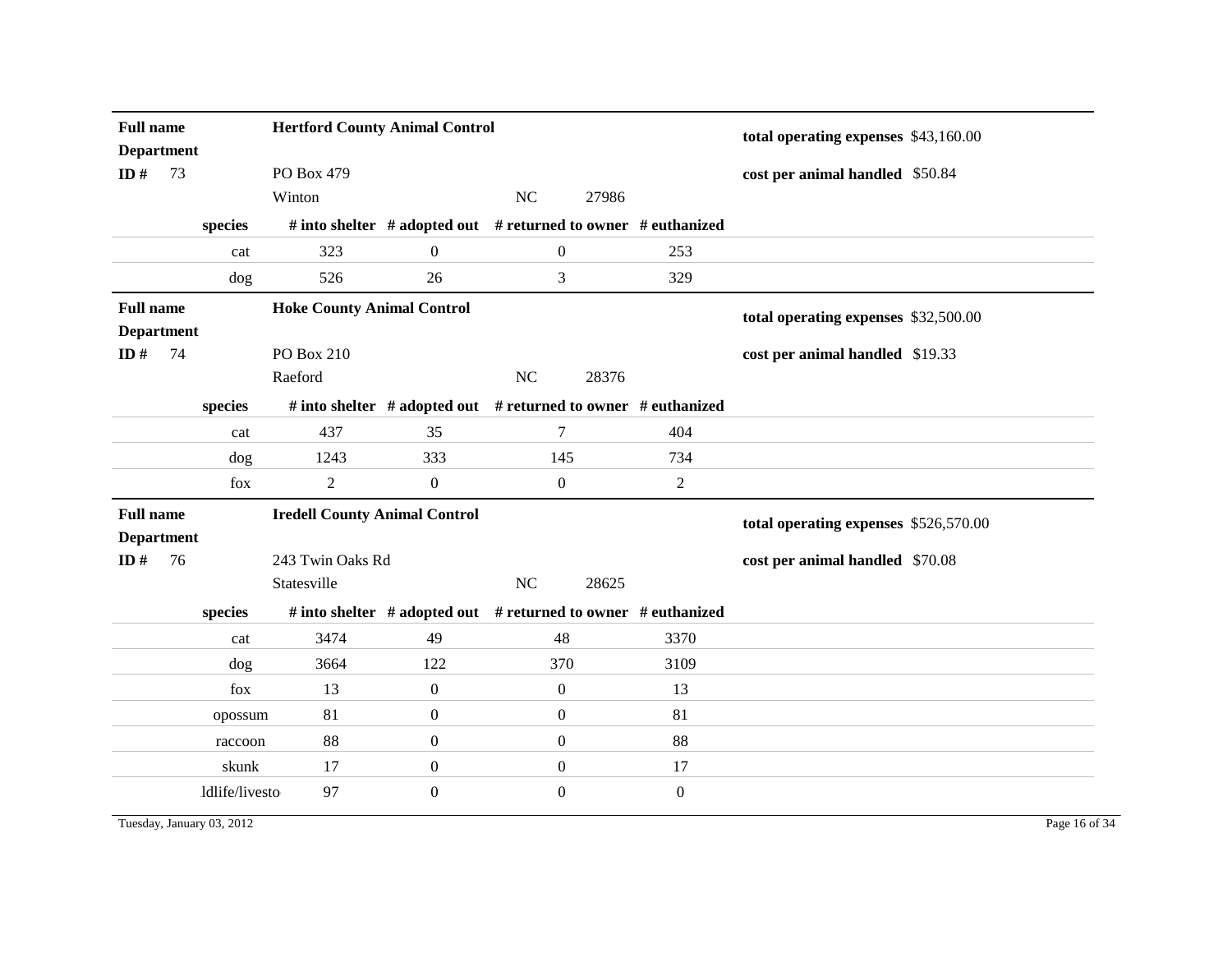**Full name Department** **Hertford County Animal Control**

**ID #** 73

PO Box 479
Winton NC 27986

**total operating expenses** $43,160.00

**cost per animal handled** $50.84

| species | # into shelter | # adopted out | # returned to owner | # euthanized |
|---|---|---|---|---|
| cat | 323 | 0 | 0 | 253 |
| dog | 526 | 26 | 3 | 329 |

**Full name Department** **Hoke County Animal Control**

**ID #** 74

PO Box 210
Raeford NC 28376

**total operating expenses** $32,500.00

**cost per animal handled** $19.33

| species | # into shelter | # adopted out | # returned to owner | # euthanized |
|---|---|---|---|---|
| cat | 437 | 35 | 7 | 404 |
| dog | 1243 | 333 | 145 | 734 |
| fox | 2 | 0 | 0 | 2 |

**Full name Department** **Iredell County Animal Control**

**ID #** 76

243 Twin Oaks Rd
Statesville NC 28625

**total operating expenses** $526,570.00

**cost per animal handled** $70.08

| species | # into shelter | # adopted out | # returned to owner | # euthanized |
|---|---|---|---|---|
| cat | 3474 | 49 | 48 | 3370 |
| dog | 3664 | 122 | 370 | 3109 |
| fox | 13 | 0 | 0 | 13 |
| opossum | 81 | 0 | 0 | 81 |
| raccoon | 88 | 0 | 0 | 88 |
| skunk | 17 | 0 | 0 | 17 |
| ldlife/livesto | 97 | 0 | 0 | 0 |

Tuesday, January 03, 2012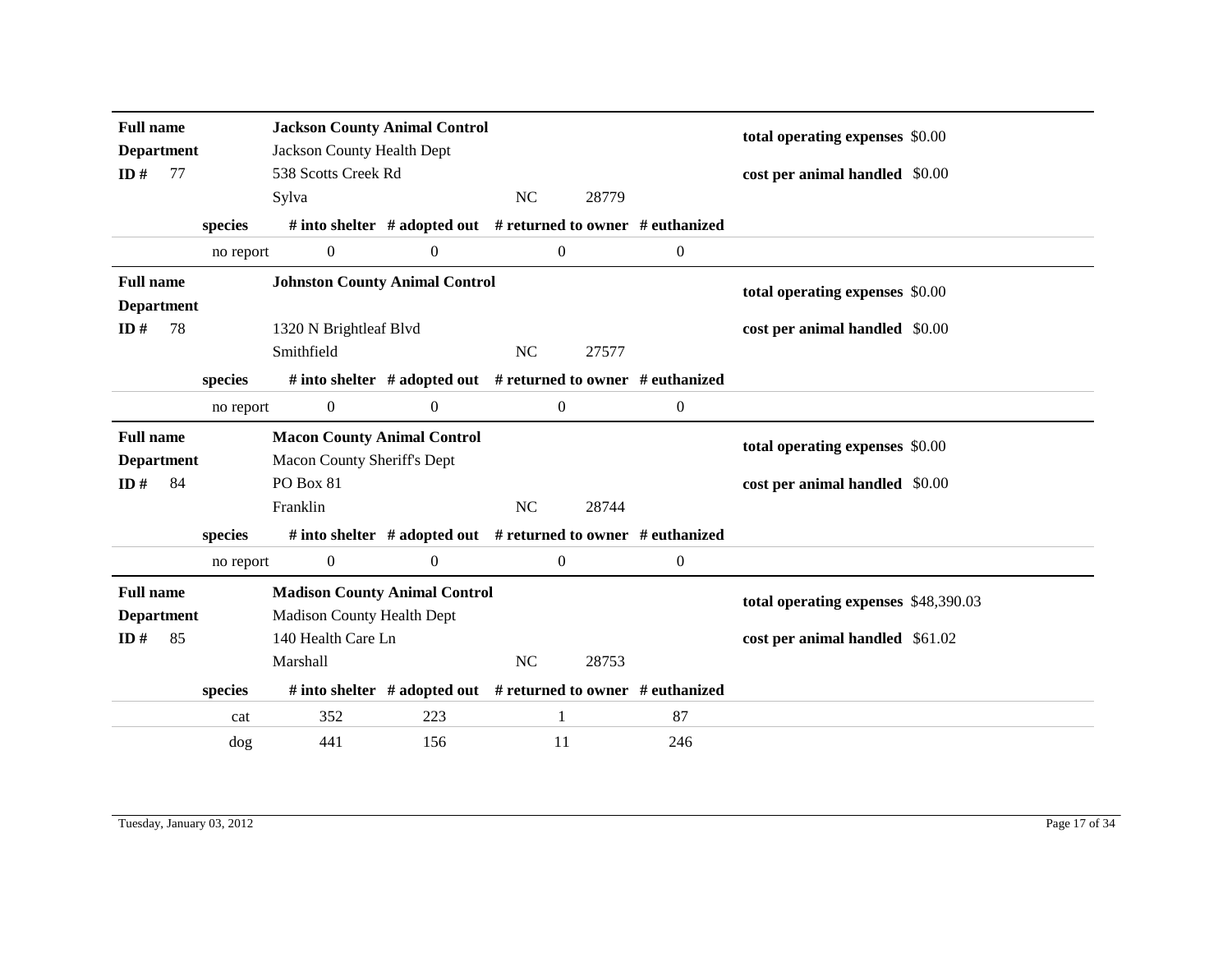**Full name** **Jackson County Animal Control**
**Department** Jackson County Health Dept
**ID #** 77
538 Scotts Creek Rd
Sylva NC 28779

**total operating expenses** $0.00
**cost per animal handled** $0.00

| species | # into shelter | # adopted out | # returned to owner | # euthanized |
|---|---|---|---|---|
| no report | 0 | 0 | 0 | 0 |

**Full name** **Johnston County Animal Control**
**Department**
**ID #** 78
1320 N Brightleaf Blvd
Smithfield NC 27577

**total operating expenses** $0.00
**cost per animal handled** $0.00

| species | # into shelter | # adopted out | # returned to owner | # euthanized |
|---|---|---|---|---|
| no report | 0 | 0 | 0 | 0 |

**Full name** **Macon County Animal Control**
**Department** Macon County Sheriff's Dept
**ID #** 84
PO Box 81
Franklin NC 28744

**total operating expenses** $0.00
**cost per animal handled** $0.00

| species | # into shelter | # adopted out | # returned to owner | # euthanized |
|---|---|---|---|---|
| no report | 0 | 0 | 0 | 0 |

**Full name** **Madison County Animal Control**
**Department** Madison County Health Dept
**ID #** 85
140 Health Care Ln
Marshall NC 28753

**total operating expenses** $48,390.03
**cost per animal handled** $61.02

| species | # into shelter | # adopted out | # returned to owner | # euthanized |
|---|---|---|---|---|
| cat | 352 | 223 | 1 | 87 |
| dog | 441 | 156 | 11 | 246 |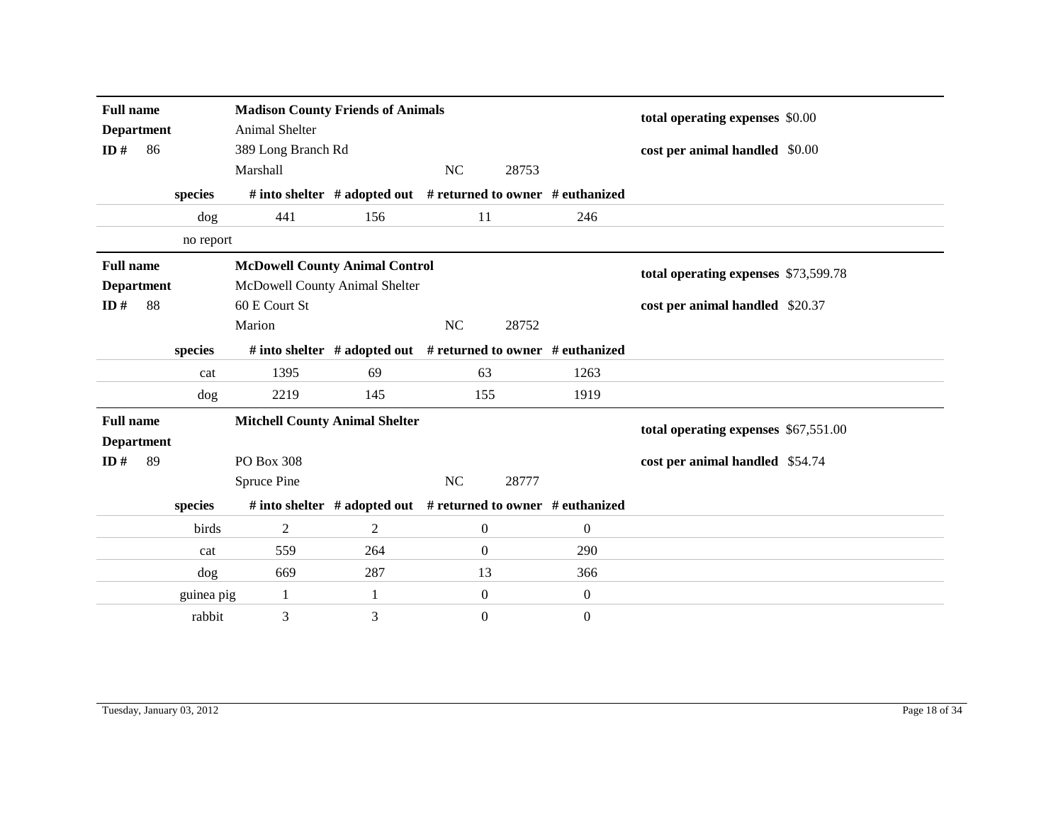| | |
|---|---|
| **Full name** | **Madison County Friends of Animals** |
| **Department** | Animal Shelter |
| **ID #** 86 | 389 Long Branch Rd |
| | Marshall NC 28753 |

**total operating expenses** $0.00

**cost per animal handled** $0.00

| species | # into shelter | # adopted out | # returned to owner | # euthanized |
|---|---|---|---|---|
| dog | 441 | 156 | 11 | 246 |
| no report | | | | |

| | |
|---|---|
| **Full name** | **McDowell County Animal Control** |
| **Department** | McDowell County Animal Shelter |
| **ID #** 88 | 60 E Court St |
| | Marion NC 28752 |

**total operating expenses** $73,599.78

**cost per animal handled** $20.37

| species | # into shelter | # adopted out | # returned to owner | # euthanized |
|---|---|---|---|---|
| cat | 1395 | 69 | 63 | 1263 |
| dog | 2219 | 145 | 155 | 1919 |

| | |
|---|---|
| **Full name** | **Mitchell County Animal Shelter** |
| **Department** | |
| **ID #** 89 | PO Box 308 |
| | Spruce Pine NC 28777 |

**total operating expenses** $67,551.00

**cost per animal handled** $54.74

| species | # into shelter | # adopted out | # returned to owner | # euthanized |
|---|---|---|---|---|
| birds | 2 | 2 | 0 | 0 |
| cat | 559 | 264 | 0 | 290 |
| dog | 669 | 287 | 13 | 366 |
| guinea pig | 1 | 1 | 0 | 0 |
| rabbit | 3 | 3 | 0 | 0 |

Tuesday, January 03, 2012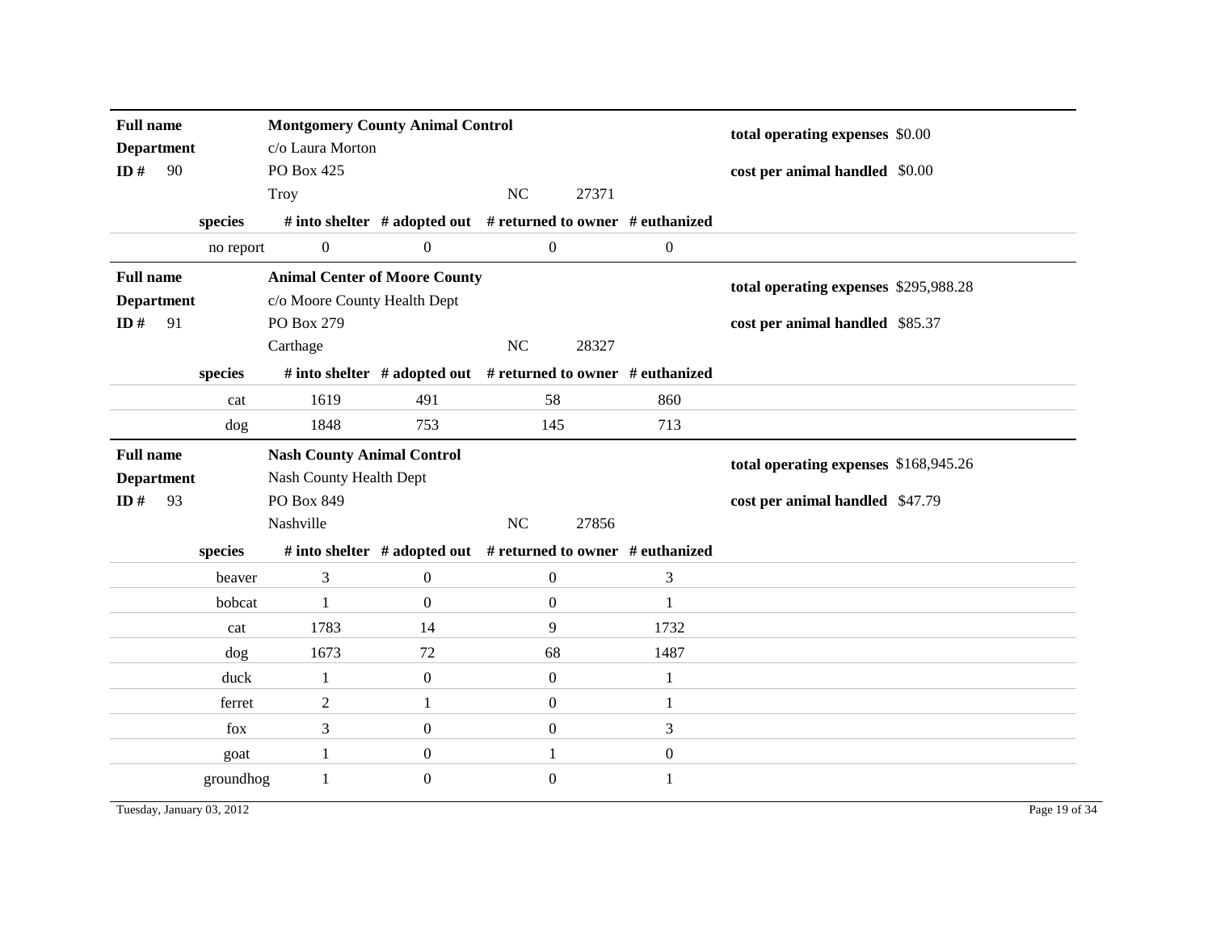| **Full name** | **Montgomery County Animal Control** | | | | **total operating expenses** $0.00 |
|---|---|---|---|---|---|
| **Department** | c/o Laura Morton | | | | |
| **ID #** 90 | PO Box 425 | | | | **cost per animal handled** $0.00 |
| | Troy | | NC 27371 | | |

| species | # into shelter | # adopted out | # returned to owner | # euthanized |
|---|---|---|---|---|
| no report | 0 | 0 | 0 | 0 |

| **Full name** | **Animal Center of Moore County** | | | | **total operating expenses** $295,988.28 |
|---|---|---|---|---|---|
| **Department** | c/o Moore County Health Dept | | | | |
| **ID #** 91 | PO Box 279 | | | | **cost per animal handled** $85.37 |
| | Carthage | | NC 28327 | | |

| species | # into shelter | # adopted out | # returned to owner | # euthanized |
|---|---|---|---|---|
| cat | 1619 | 491 | 58 | 860 |
| dog | 1848 | 753 | 145 | 713 |

| **Full name** | **Nash County Animal Control** | | | | **total operating expenses** $168,945.26 |
|---|---|---|---|---|---|
| **Department** | Nash County Health Dept | | | | |
| **ID #** 93 | PO Box 849 | | | | **cost per animal handled** $47.79 |
| | Nashville | | NC 27856 | | |

| species | # into shelter | # adopted out | # returned to owner | # euthanized |
|---|---|---|---|---|
| beaver | 3 | 0 | 0 | 3 |
| bobcat | 1 | 0 | 0 | 1 |
| cat | 1783 | 14 | 9 | 1732 |
| dog | 1673 | 72 | 68 | 1487 |
| duck | 1 | 0 | 0 | 1 |
| ferret | 2 | 1 | 0 | 1 |
| fox | 3 | 0 | 0 | 3 |
| goat | 1 | 0 | 1 | 0 |
| groundhog | 1 | 0 | 0 | 1 |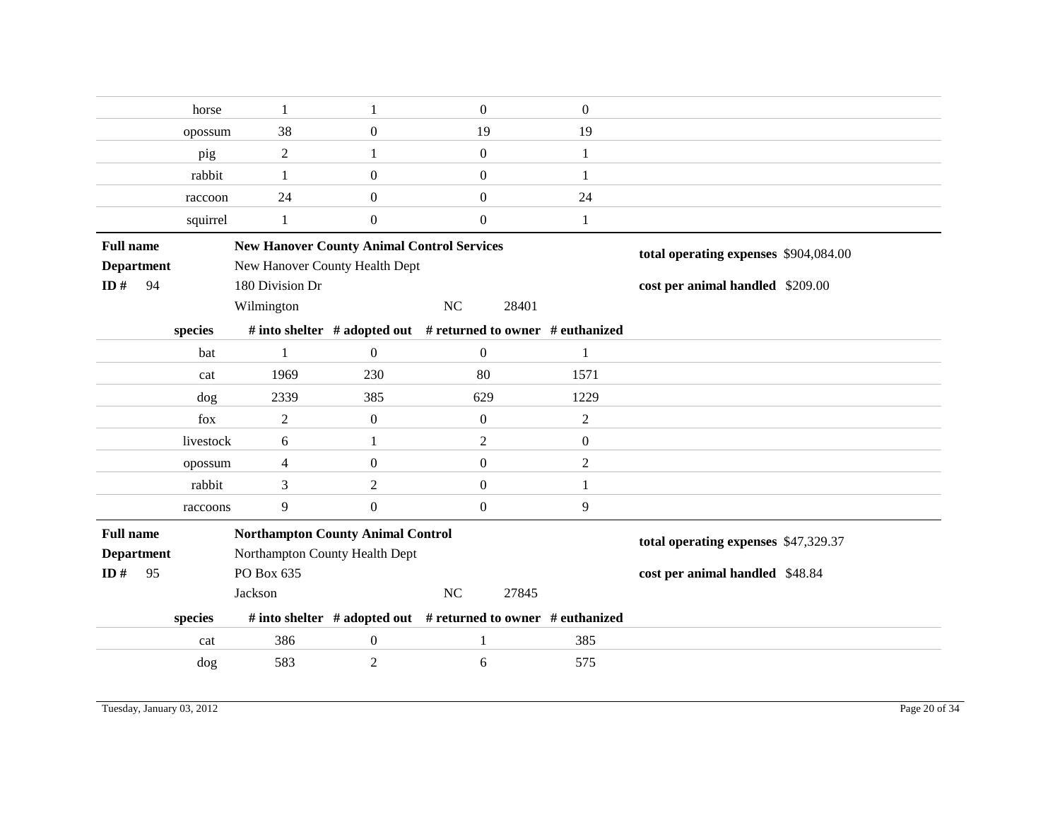| species | # into shelter | # adopted out | # returned to owner | # euthanized |
|---|---|---|---|---|
| horse | 1 | 1 | 0 | 0 |
| opossum | 38 | 0 | 19 | 19 |
| pig | 2 | 1 | 0 | 1 |
| rabbit | 1 | 0 | 0 | 1 |
| raccoon | 24 | 0 | 0 | 24 |
| squirrel | 1 | 0 | 0 | 1 |

**Full name** **New Hanover County Animal Control Services**
**Department** New Hanover County Health Dept
**ID #** 94 180 Division Dr
Wilmington NC 28401

**total operating expenses** $904,084.00
**cost per animal handled** $209.00

| species | # into shelter | # adopted out | # returned to owner | # euthanized |
|---|---|---|---|---|
| bat | 1 | 0 | 0 | 1 |
| cat | 1969 | 230 | 80 | 1571 |
| dog | 2339 | 385 | 629 | 1229 |
| fox | 2 | 0 | 0 | 2 |
| livestock | 6 | 1 | 2 | 0 |
| opossum | 4 | 0 | 0 | 2 |
| rabbit | 3 | 2 | 0 | 1 |
| raccoons | 9 | 0 | 0 | 9 |

**Full name** **Northampton County Animal Control**
**Department** Northampton County Health Dept
**ID #** 95 PO Box 635
Jackson NC 27845

**total operating expenses** $47,329.37
**cost per animal handled** $48.84

| species | # into shelter | # adopted out | # returned to owner | # euthanized |
|---|---|---|---|---|
| cat | 386 | 0 | 1 | 385 |
| dog | 583 | 2 | 6 | 575 |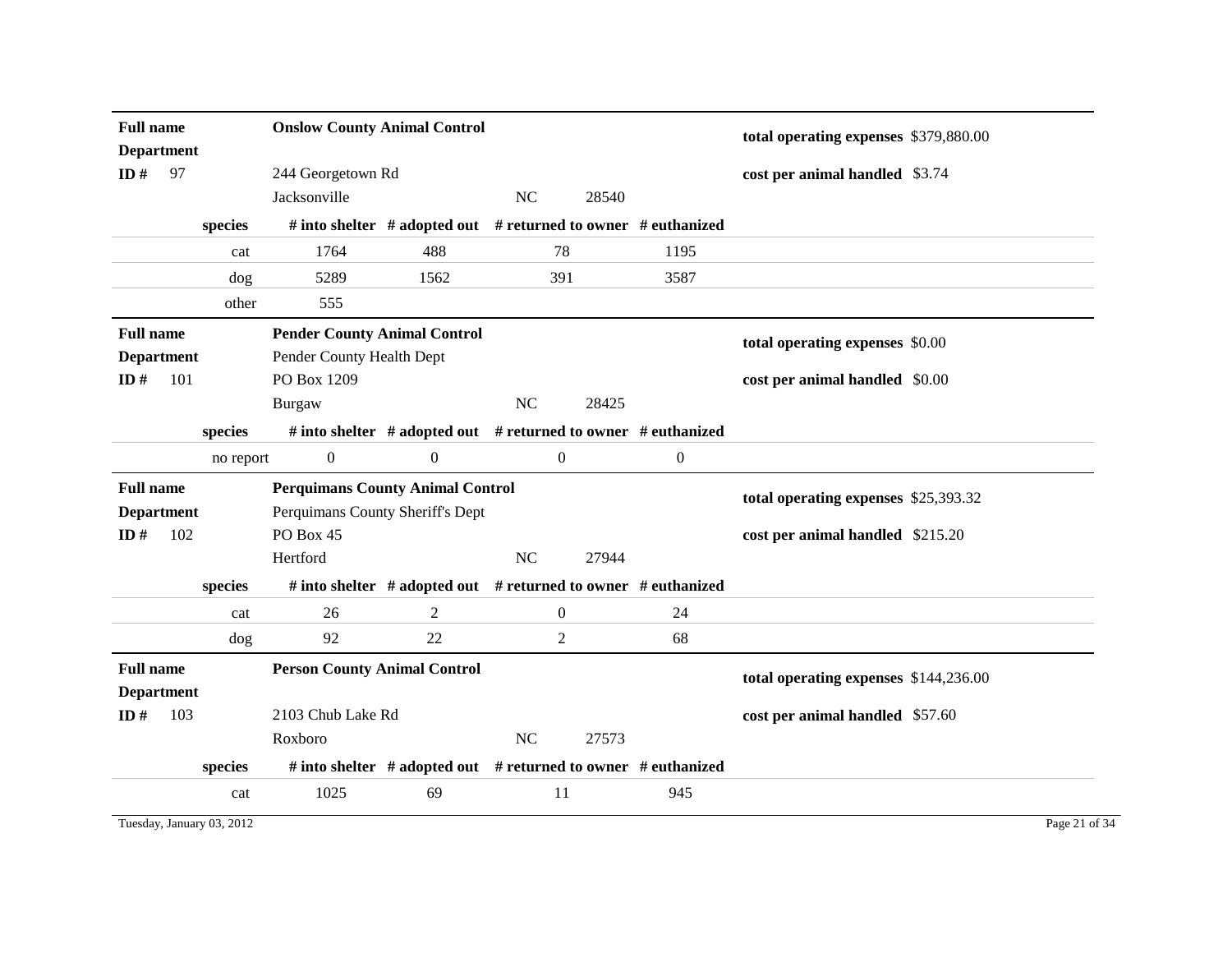| | | | | | |
|---|---|---|---|---|---|
| **Full name** | **Onslow County Animal Control** | | | | **total operating expenses** $379,880.00 |
| **Department** | | | | | |
| **ID #** 97 | 244 Georgetown Rd | | | | **cost per animal handled** $3.74 |
| | Jacksonville | | NC 28540 | | |
| **species** | **# into shelter** | **# adopted out** | **# returned to owner** | **# euthanized** | |
| cat | 1764 | 488 | 78 | 1195 | |
| dog | 5289 | 1562 | 391 | 3587 | |
| other | 555 | | | | |

| | | | | | |
|---|---|---|---|---|---|
| **Full name** | **Pender County Animal Control** | | | | **total operating expenses** $0.00 |
| **Department** | Pender County Health Dept | | | | |
| **ID #** 101 | PO Box 1209 | | | | **cost per animal handled** $0.00 |
| | Burgaw | | NC 28425 | | |
| **species** | **# into shelter** | **# adopted out** | **# returned to owner** | **# euthanized** | |
| no report | 0 | 0 | 0 | 0 | |

| | | | | | |
|---|---|---|---|---|---|
| **Full name** | **Perquimans County Animal Control** | | | | **total operating expenses** $25,393.32 |
| **Department** | Perquimans County Sheriff's Dept | | | | |
| **ID #** 102 | PO Box 45 | | | | **cost per animal handled** $215.20 |
| | Hertford | | NC 27944 | | |
| **species** | **# into shelter** | **# adopted out** | **# returned to owner** | **# euthanized** | |
| cat | 26 | 2 | 0 | 24 | |
| dog | 92 | 22 | 2 | 68 | |

| | | | | | |
|---|---|---|---|---|---|
| **Full name** | **Person County Animal Control** | | | | **total operating expenses** $144,236.00 |
| **Department** | | | | | |
| **ID #** 103 | 2103 Chub Lake Rd | | | | **cost per animal handled** $57.60 |
| | Roxboro | | NC 27573 | | |
| **species** | **# into shelter** | **# adopted out** | **# returned to owner** | **# euthanized** | |
| cat | 1025 | 69 | 11 | 945 | |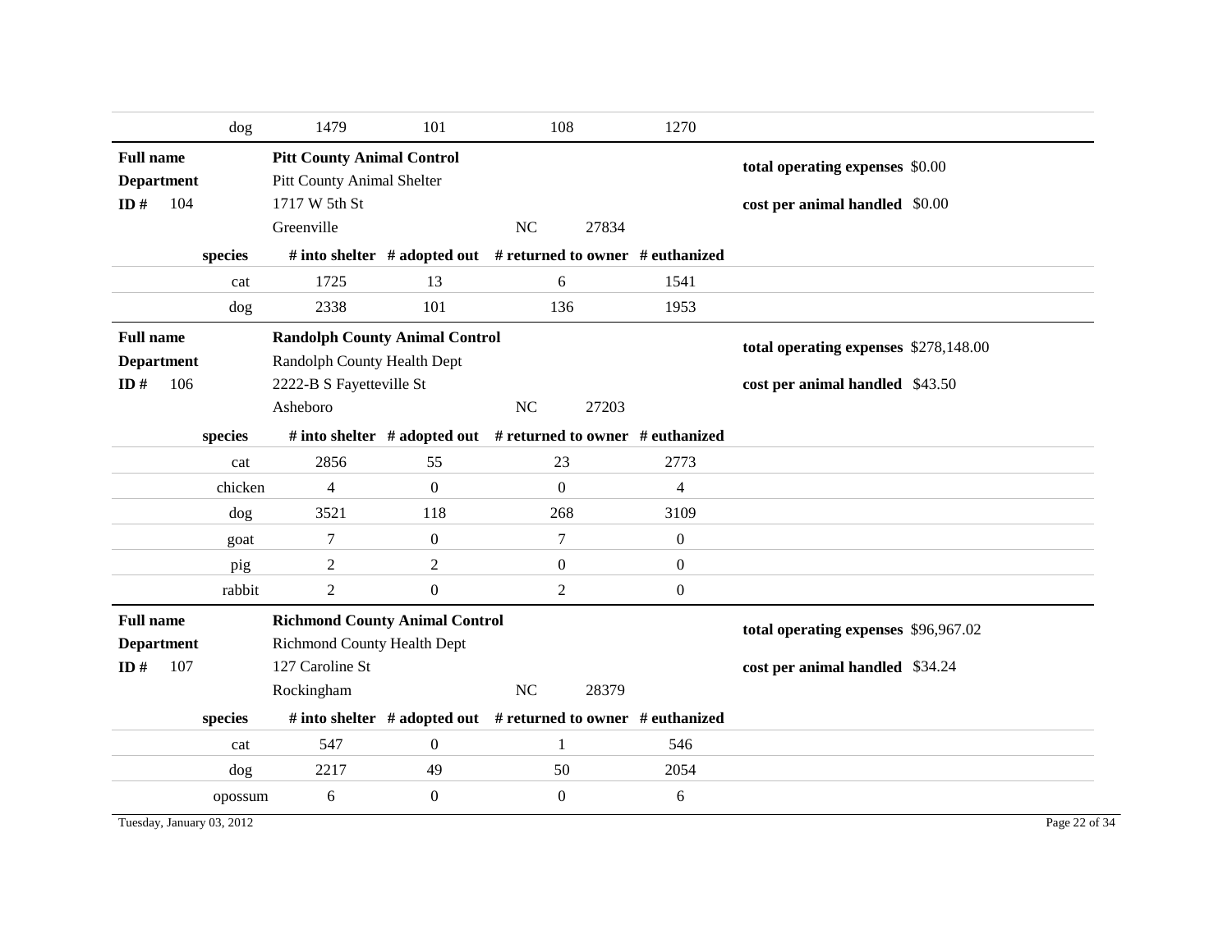| species | # into shelter | # adopted out | # returned to owner | # euthanized |
|---|---|---|---|---|
| dog | 1479 | 101 | 108 | 1270 |

**Full name** **Pitt County Animal Control**
**Department** Pitt County Animal Shelter
**ID #** 104
1717 W 5th St
Greenville NC 27834

**total operating expenses** $0.00
**cost per animal handled** $0.00

| species | # into shelter | # adopted out | # returned to owner | # euthanized |
|---|---|---|---|---|
| cat | 1725 | 13 | 6 | 1541 |
| dog | 2338 | 101 | 136 | 1953 |

**Full name** **Randolph County Animal Control**
**Department** Randolph County Health Dept
**ID #** 106
2222-B S Fayetteville St
Asheboro NC 27203

**total operating expenses** $278,148.00
**cost per animal handled** $43.50

| species | # into shelter | # adopted out | # returned to owner | # euthanized |
|---|---|---|---|---|
| cat | 2856 | 55 | 23 | 2773 |
| chicken | 4 | 0 | 0 | 4 |
| dog | 3521 | 118 | 268 | 3109 |
| goat | 7 | 0 | 7 | 0 |
| pig | 2 | 2 | 0 | 0 |
| rabbit | 2 | 0 | 2 | 0 |

**Full name** **Richmond County Animal Control**
**Department** Richmond County Health Dept
**ID #** 107
127 Caroline St
Rockingham NC 28379

**total operating expenses** $96,967.02
**cost per animal handled** $34.24

| species | # into shelter | # adopted out | # returned to owner | # euthanized |
|---|---|---|---|---|
| cat | 547 | 0 | 1 | 546 |
| dog | 2217 | 49 | 50 | 2054 |
| opossum | 6 | 0 | 0 | 6 |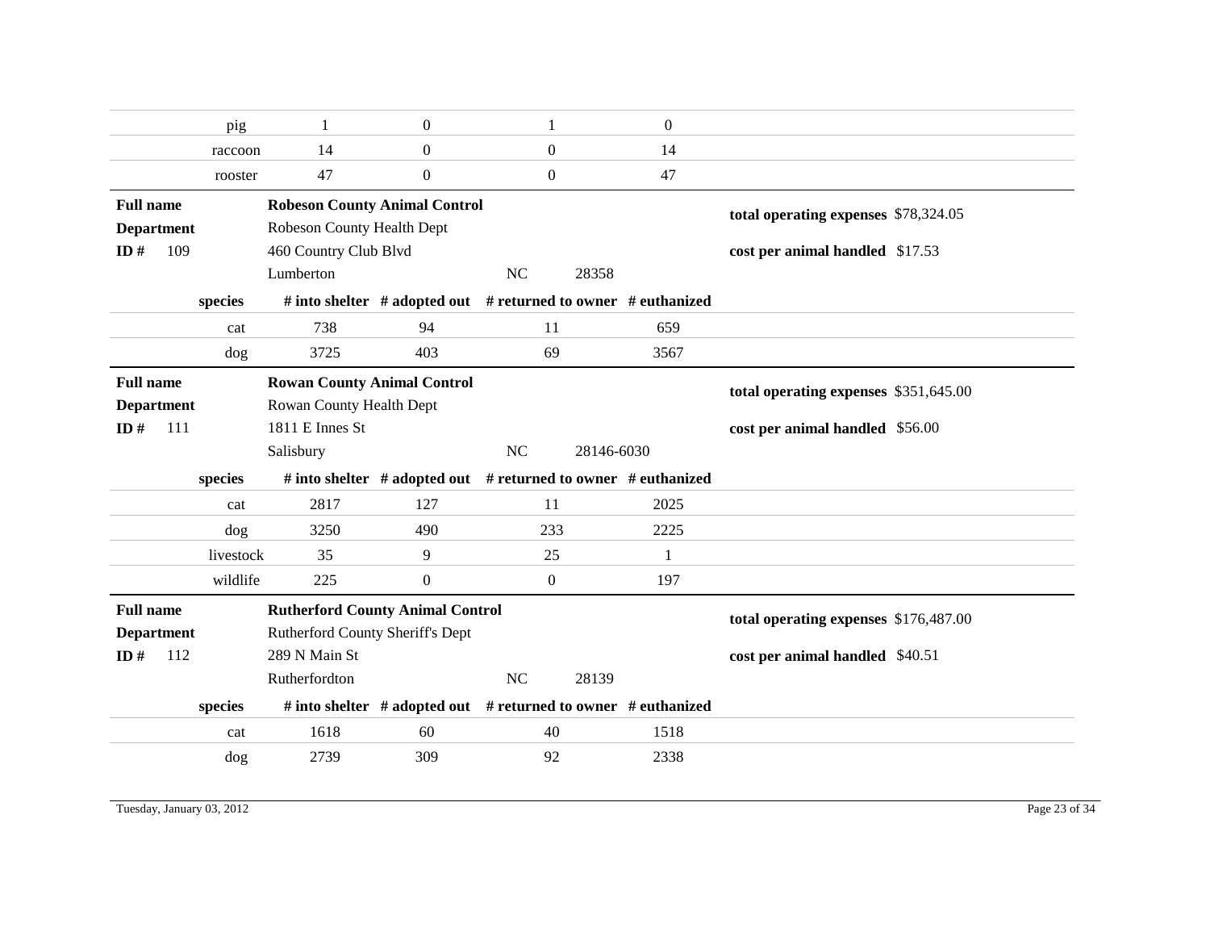| species | # into shelter | # adopted out | # returned to owner | # euthanized |
|---|---|---|---|---|
| pig | 1 | 0 | 1 | 0 |
| raccoon | 14 | 0 | 0 | 14 |
| rooster | 47 | 0 | 0 | 47 |

**Full name** **Robeson County Animal Control**
**Department** Robeson County Health Dept
**ID #** 109
460 Country Club Blvd
Lumberton NC 28358

**total operating expenses** $78,324.05
**cost per animal handled** $17.53

| species | # into shelter | # adopted out | # returned to owner | # euthanized |
|---|---|---|---|---|
| cat | 738 | 94 | 11 | 659 |
| dog | 3725 | 403 | 69 | 3567 |

**Full name** **Rowan County Animal Control**
**Department** Rowan County Health Dept
**ID #** 111
1811 E Innes St
Salisbury NC 28146-6030

**total operating expenses** $351,645.00
**cost per animal handled** $56.00

| species | # into shelter | # adopted out | # returned to owner | # euthanized |
|---|---|---|---|---|
| cat | 2817 | 127 | 11 | 2025 |
| dog | 3250 | 490 | 233 | 2225 |
| livestock | 35 | 9 | 25 | 1 |
| wildlife | 225 | 0 | 0 | 197 |

**Full name** **Rutherford County Animal Control**
**Department** Rutherford County Sheriff's Dept
**ID #** 112
289 N Main St
Rutherfordton NC 28139

**total operating expenses** $176,487.00
**cost per animal handled** $40.51

| species | # into shelter | # adopted out | # returned to owner | # euthanized |
|---|---|---|---|---|
| cat | 1618 | 60 | 40 | 1518 |
| dog | 2739 | 309 | 92 | 2338 |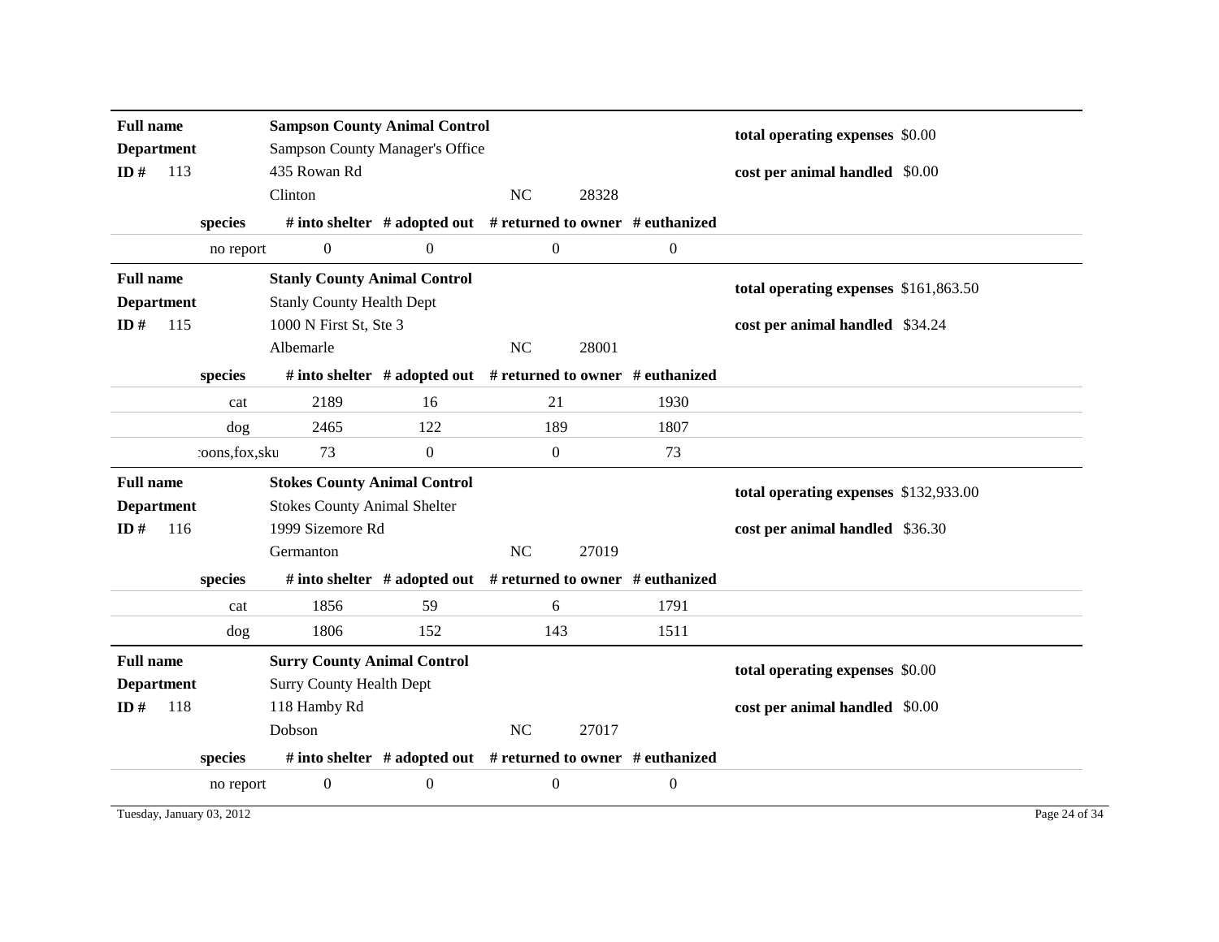**Full name** **Sampson County Animal Control**
**Department** Sampson County Manager's Office
**ID #** 113
435 Rowan Rd
Clinton NC 28328

**total operating expenses** $0.00
**cost per animal handled** $0.00

| species | # into shelter | # adopted out | # returned to owner | # euthanized |
|---|---|---|---|---|
| no report | 0 | 0 | 0 | 0 |

**Full name** **Stanly County Animal Control**
**Department** Stanly County Health Dept
**ID #** 115
1000 N First St, Ste 3
Albemarle NC 28001

**total operating expenses** $161,863.50
**cost per animal handled** $34.24

| species | # into shelter | # adopted out | # returned to owner | # euthanized |
|---|---|---|---|---|
| cat | 2189 | 16 | 21 | 1930 |
| dog | 2465 | 122 | 189 | 1807 |
| :oons,fox,sku | 73 | 0 | 0 | 73 |

**Full name** **Stokes County Animal Control**
**Department** Stokes County Animal Shelter
**ID #** 116
1999 Sizemore Rd
Germanton NC 27019

**total operating expenses** $132,933.00
**cost per animal handled** $36.30

| species | # into shelter | # adopted out | # returned to owner | # euthanized |
|---|---|---|---|---|
| cat | 1856 | 59 | 6 | 1791 |
| dog | 1806 | 152 | 143 | 1511 |

**Full name** **Surry County Animal Control**
**Department** Surry County Health Dept
**ID #** 118
118 Hamby Rd
Dobson NC 27017

**total operating expenses** $0.00
**cost per animal handled** $0.00

| species | # into shelter | # adopted out | # returned to owner | # euthanized |
|---|---|---|---|---|
| no report | 0 | 0 | 0 | 0 |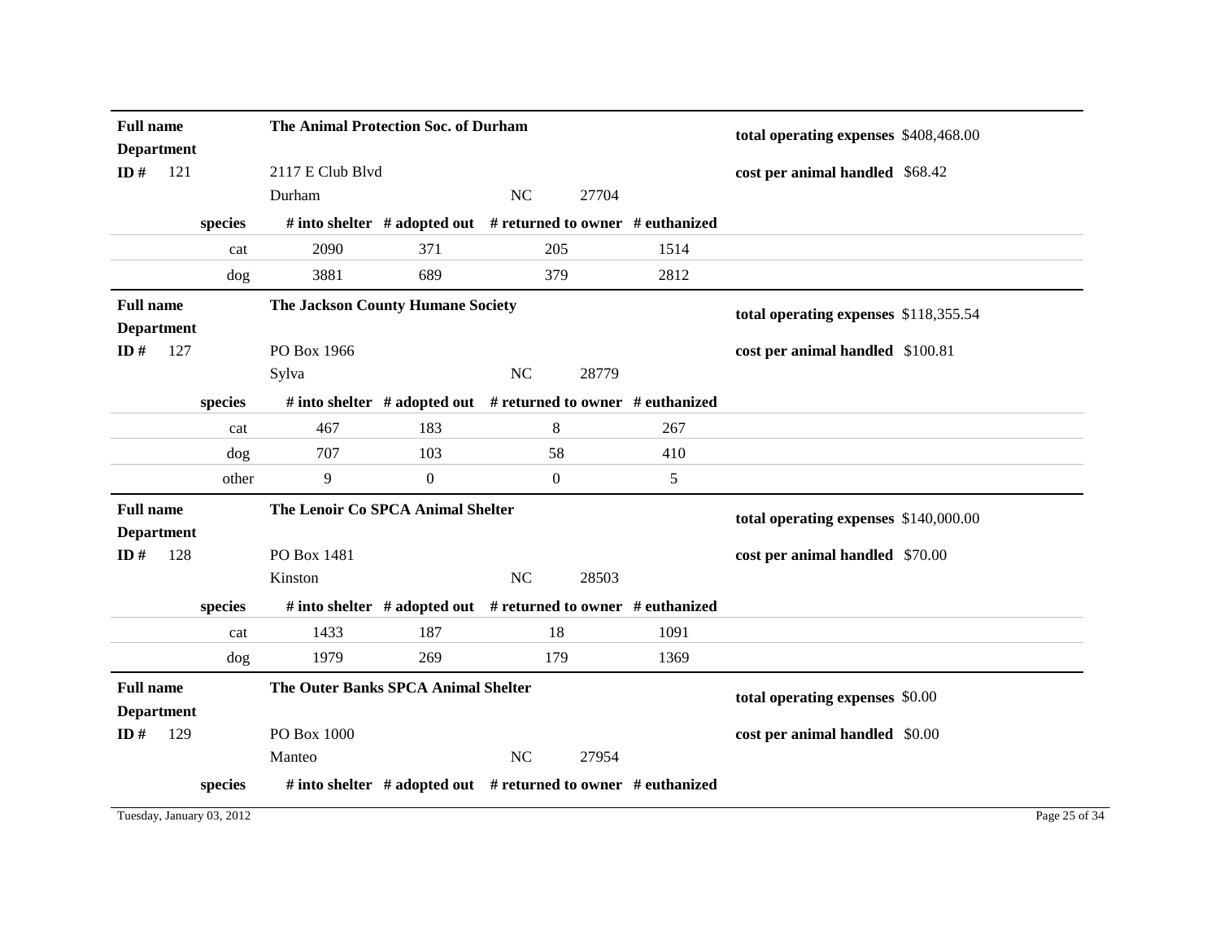**Full name** The Animal Protection Soc. of Durham

**Department**

**ID #** 121

2117 E Club Blvd
Durham NC 27704

**total operating expenses** $408,468.00

**cost per animal handled** $68.42

| species | # into shelter | # adopted out | # returned to owner | # euthanized |
|---|---|---|---|---|
| cat | 2090 | 371 | 205 | 1514 |
| dog | 3881 | 689 | 379 | 2812 |

**Full name** The Jackson County Humane Society

**Department**

**ID #** 127

PO Box 1966
Sylva NC 28779

**total operating expenses** $118,355.54

**cost per animal handled** $100.81

| species | # into shelter | # adopted out | # returned to owner | # euthanized |
|---|---|---|---|---|
| cat | 467 | 183 | 8 | 267 |
| dog | 707 | 103 | 58 | 410 |
| other | 9 | 0 | 0 | 5 |

**Full name** The Lenoir Co SPCA Animal Shelter

**Department**

**ID #** 128

PO Box 1481
Kinston NC 28503

**total operating expenses** $140,000.00

**cost per animal handled** $70.00

| species | # into shelter | # adopted out | # returned to owner | # euthanized |
|---|---|---|---|---|
| cat | 1433 | 187 | 18 | 1091 |
| dog | 1979 | 269 | 179 | 1369 |

**Full name** The Outer Banks SPCA Animal Shelter

**Department**

**ID #** 129

PO Box 1000
Manteo NC 27954

**total operating expenses** $0.00

**cost per animal handled** $0.00

| species | # into shelter | # adopted out | # returned to owner | # euthanized |
|---|---|---|---|---|

Tuesday, January 03, 2012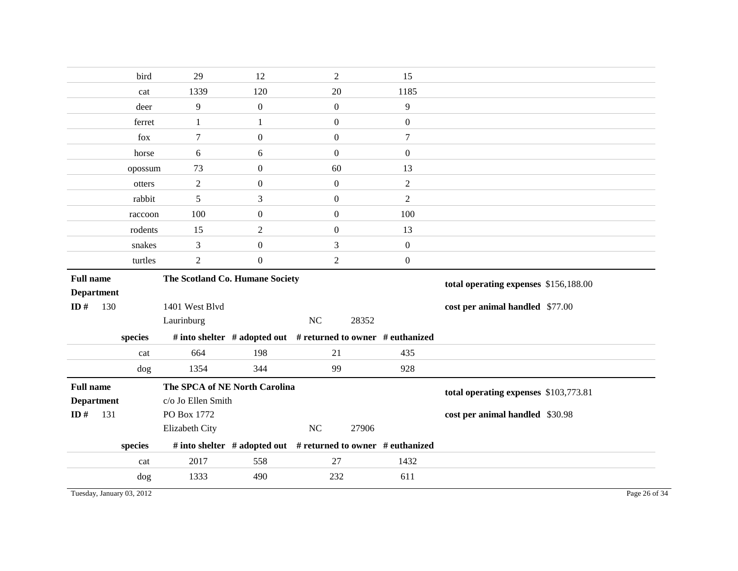| species | # into shelter | # adopted out | # returned to owner | # euthanized |
|---|---|---|---|---|
| bird | 29 | 12 | 2 | 15 |
| cat | 1339 | 120 | 20 | 1185 |
| deer | 9 | 0 | 0 | 9 |
| ferret | 1 | 1 | 0 | 0 |
| fox | 7 | 0 | 0 | 7 |
| horse | 6 | 6 | 0 | 0 |
| opossum | 73 | 0 | 60 | 13 |
| otters | 2 | 0 | 0 | 2 |
| rabbit | 5 | 3 | 0 | 2 |
| raccoon | 100 | 0 | 0 | 100 |
| rodents | 15 | 2 | 0 | 13 |
| snakes | 3 | 0 | 3 | 0 |
| turtles | 2 | 0 | 2 | 0 |

**Full name** The Scotland Co. Humane Society

**Department**

**ID #** 130

1401 West Blvd
Laurinburg NC 28352

**total operating expenses** $156,188.00

**cost per animal handled** $77.00

| species | # into shelter | # adopted out | # returned to owner | # euthanized |
|---|---|---|---|---|
| cat | 664 | 198 | 21 | 435 |
| dog | 1354 | 344 | 99 | 928 |

**Full name** The SPCA of NE North Carolina

**Department**

**ID #** 131

c/o Jo Ellen Smith
PO Box 1772
Elizabeth City NC 27906

**total operating expenses** $103,773.81

**cost per animal handled** $30.98

| species | # into shelter | # adopted out | # returned to owner | # euthanized |
|---|---|---|---|---|
| cat | 2017 | 558 | 27 | 1432 |
| dog | 1333 | 490 | 232 | 611 |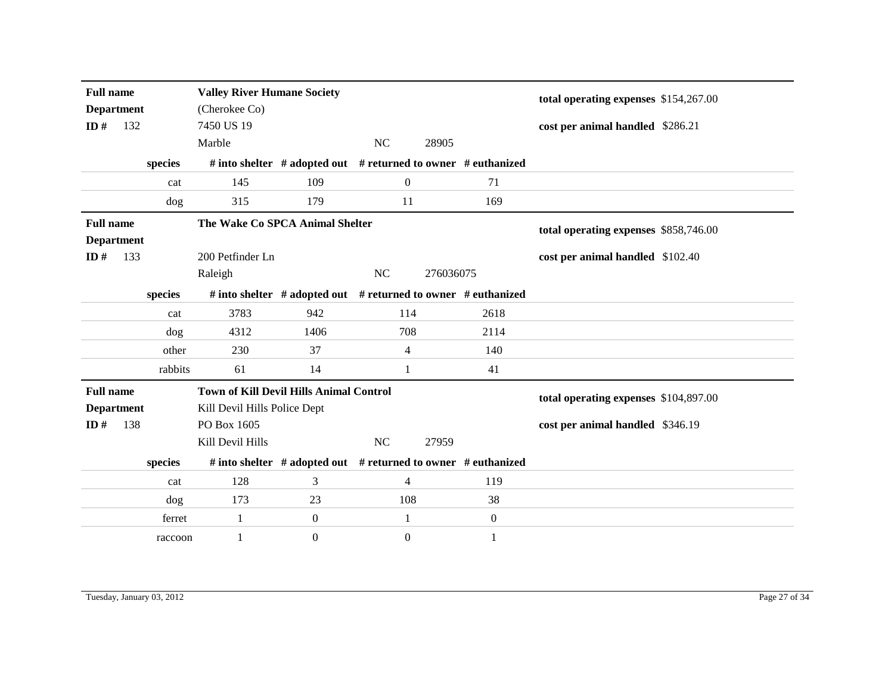**Full name** **Valley River Humane Society**
**Department** (Cherokee Co)
**ID #** 132 7450 US 19
Marble NC 28905

**total operating expenses** $154,267.00

**cost per animal handled** $286.21

| species | # into shelter | # adopted out | # returned to owner | # euthanized |
|---|---|---|---|---|
| cat | 145 | 109 | 0 | 71 |
| dog | 315 | 179 | 11 | 169 |

**Full name** **The Wake Co SPCA Animal Shelter**
**Department**
**ID #** 133 200 Petfinder Ln
Raleigh NC 276036075

**total operating expenses** $858,746.00

**cost per animal handled** $102.40

| species | # into shelter | # adopted out | # returned to owner | # euthanized |
|---|---|---|---|---|
| cat | 3783 | 942 | 114 | 2618 |
| dog | 4312 | 1406 | 708 | 2114 |
| other | 230 | 37 | 4 | 140 |
| rabbits | 61 | 14 | 1 | 41 |

**Full name** **Town of Kill Devil Hills Animal Control**
**Department** Kill Devil Hills Police Dept
**ID #** 138 PO Box 1605
Kill Devil Hills NC 27959

**total operating expenses** $104,897.00

**cost per animal handled** $346.19

| species | # into shelter | # adopted out | # returned to owner | # euthanized |
|---|---|---|---|---|
| cat | 128 | 3 | 4 | 119 |
| dog | 173 | 23 | 108 | 38 |
| ferret | 1 | 0 | 1 | 0 |
| raccoon | 1 | 0 | 0 | 1 |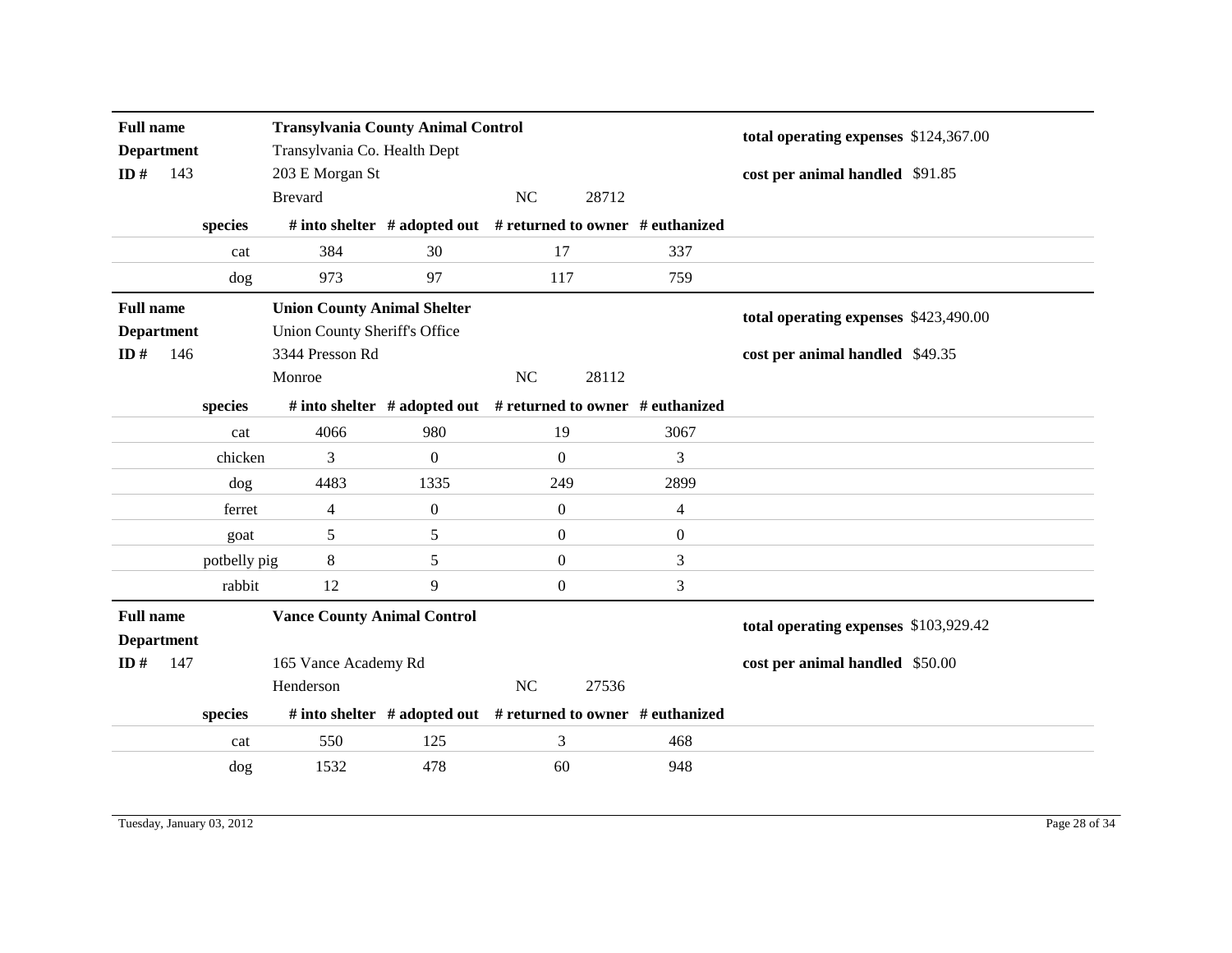**Full name** **Transylvania County Animal Control**
**Department** Transylvania Co. Health Dept
**ID #** 143 203 E Morgan St
Brevard NC 28712

**total operating expenses** $124,367.00

**cost per animal handled** $91.85

| species | # into shelter | # adopted out | # returned to owner | # euthanized |
|---|---|---|---|---|
| cat | 384 | 30 | 17 | 337 |
| dog | 973 | 97 | 117 | 759 |

**Full name** **Union County Animal Shelter**
**Department** Union County Sheriff's Office
**ID #** 146 3344 Presson Rd
Monroe NC 28112

**total operating expenses** $423,490.00

**cost per animal handled** $49.35

| species | # into shelter | # adopted out | # returned to owner | # euthanized |
|---|---|---|---|---|
| cat | 4066 | 980 | 19 | 3067 |
| chicken | 3 | 0 | 0 | 3 |
| dog | 4483 | 1335 | 249 | 2899 |
| ferret | 4 | 0 | 0 | 4 |
| goat | 5 | 5 | 0 | 0 |
| potbelly pig | 8 | 5 | 0 | 3 |
| rabbit | 12 | 9 | 0 | 3 |

**Full name** **Vance County Animal Control**
**Department**
**ID #** 147 165 Vance Academy Rd
Henderson NC 27536

**total operating expenses** $103,929.42

**cost per animal handled** $50.00

| species | # into shelter | # adopted out | # returned to owner | # euthanized |
|---|---|---|---|---|
| cat | 550 | 125 | 3 | 468 |
| dog | 1532 | 478 | 60 | 948 |

Tuesday, January 03, 2012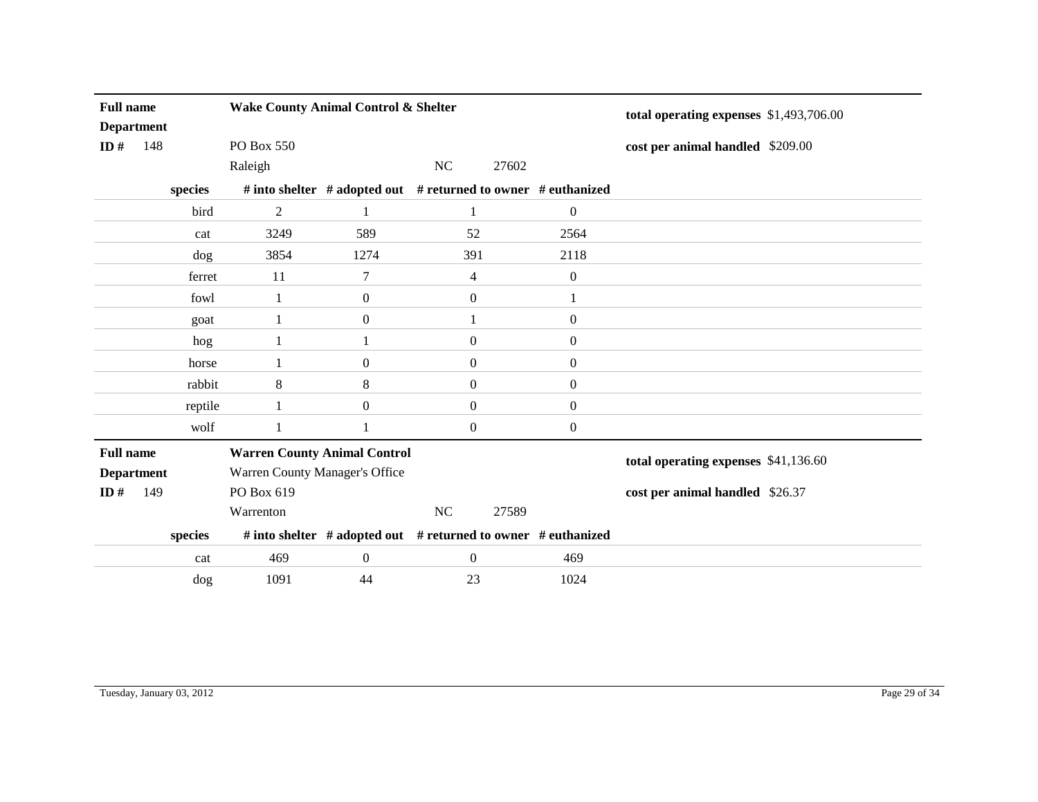| **Full name** | **Wake County Animal Control & Shelter** | | | |
|---|---|---|---|---|
| **Department** | | | | |
| **ID #** 148 | PO Box 550 | | | |
| | Raleigh | | NC 27602 | |

**total operating expenses** $1,493,706.00

**cost per animal handled** $209.00

| species | # into shelter | # adopted out | # returned to owner | # euthanized |
|---|---|---|---|---|
| bird | 2 | 1 | 1 | 0 |
| cat | 3249 | 589 | 52 | 2564 |
| dog | 3854 | 1274 | 391 | 2118 |
| ferret | 11 | 7 | 4 | 0 |
| fowl | 1 | 0 | 0 | 1 |
| goat | 1 | 0 | 1 | 0 |
| hog | 1 | 1 | 0 | 0 |
| horse | 1 | 0 | 0 | 0 |
| rabbit | 8 | 8 | 0 | 0 |
| reptile | 1 | 0 | 0 | 0 |
| wolf | 1 | 1 | 0 | 0 |

| **Full name** | **Warren County Animal Control** | | | |
|---|---|---|---|---|
| **Department** | Warren County Manager's Office | | | |
| **ID #** 149 | PO Box 619 | | | |
| | Warrenton | | NC 27589 | |

**total operating expenses** $41,136.60

**cost per animal handled** $26.37

| species | # into shelter | # adopted out | # returned to owner | # euthanized |
|---|---|---|---|---|
| cat | 469 | 0 | 0 | 469 |
| dog | 1091 | 44 | 23 | 1024 |

Tuesday, January 03, 2012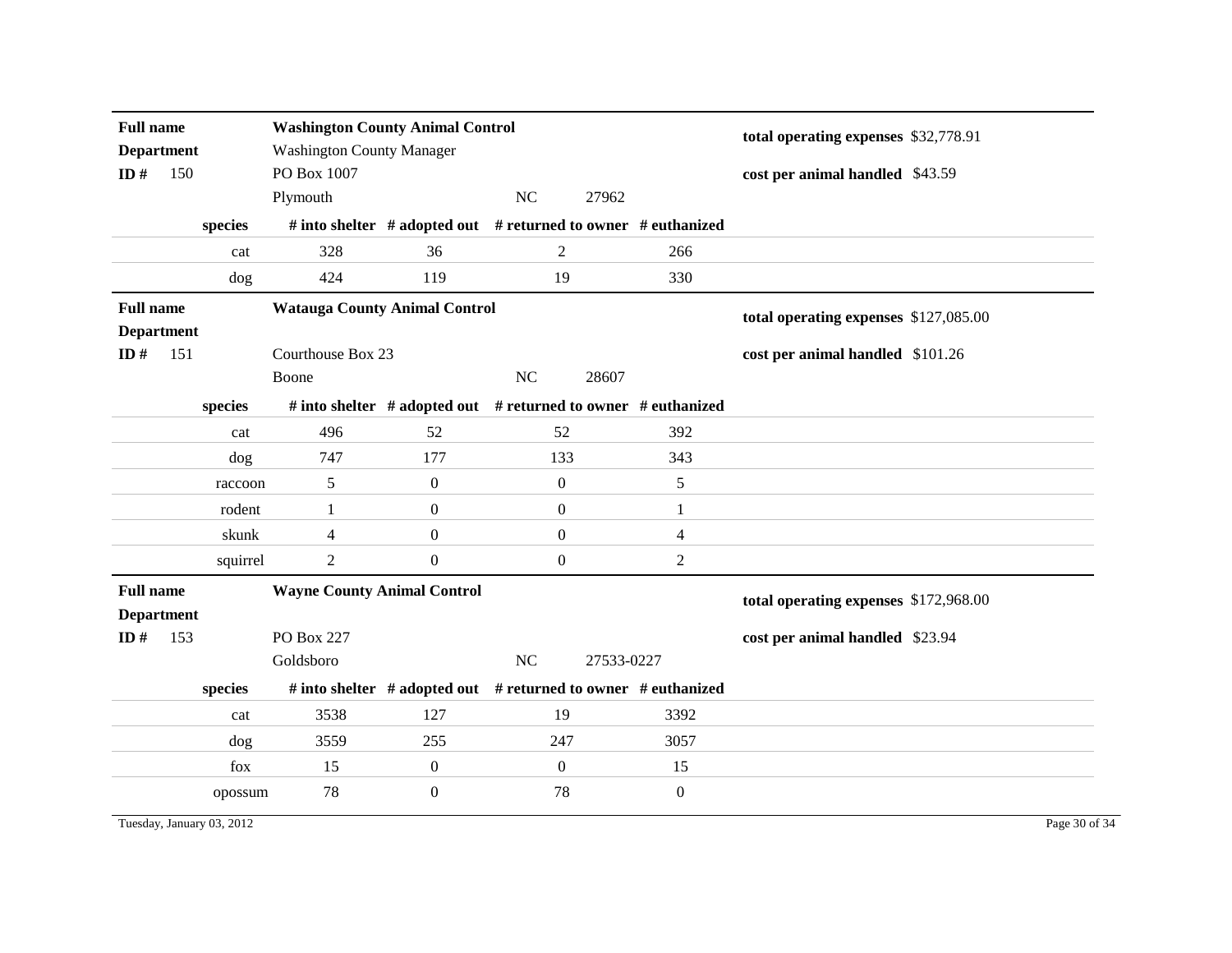**Full name** **Washington County Animal Control**
**Department** Washington County Manager
**ID #** 150 PO Box 1007
Plymouth NC 27962

**total operating expenses** $32,778.91
**cost per animal handled** $43.59

| species | # into shelter | # adopted out | # returned to owner | # euthanized |
|---|---|---|---|---|
| cat | 328 | 36 | 2 | 266 |
| dog | 424 | 119 | 19 | 330 |

**Full name** **Watauga County Animal Control**
**Department**
**ID #** 151 Courthouse Box 23
Boone NC 28607

**total operating expenses** $127,085.00
**cost per animal handled** $101.26

| species | # into shelter | # adopted out | # returned to owner | # euthanized |
|---|---|---|---|---|
| cat | 496 | 52 | 52 | 392 |
| dog | 747 | 177 | 133 | 343 |
| raccoon | 5 | 0 | 0 | 5 |
| rodent | 1 | 0 | 0 | 1 |
| skunk | 4 | 0 | 0 | 4 |
| squirrel | 2 | 0 | 0 | 2 |

**Full name** **Wayne County Animal Control**
**Department**
**ID #** 153 PO Box 227
Goldsboro NC 27533-0227

**total operating expenses** $172,968.00
**cost per animal handled** $23.94

| species | # into shelter | # adopted out | # returned to owner | # euthanized |
|---|---|---|---|---|
| cat | 3538 | 127 | 19 | 3392 |
| dog | 3559 | 255 | 247 | 3057 |
| fox | 15 | 0 | 0 | 15 |
| opossum | 78 | 0 | 78 | 0 |

Tuesday, January 03, 2012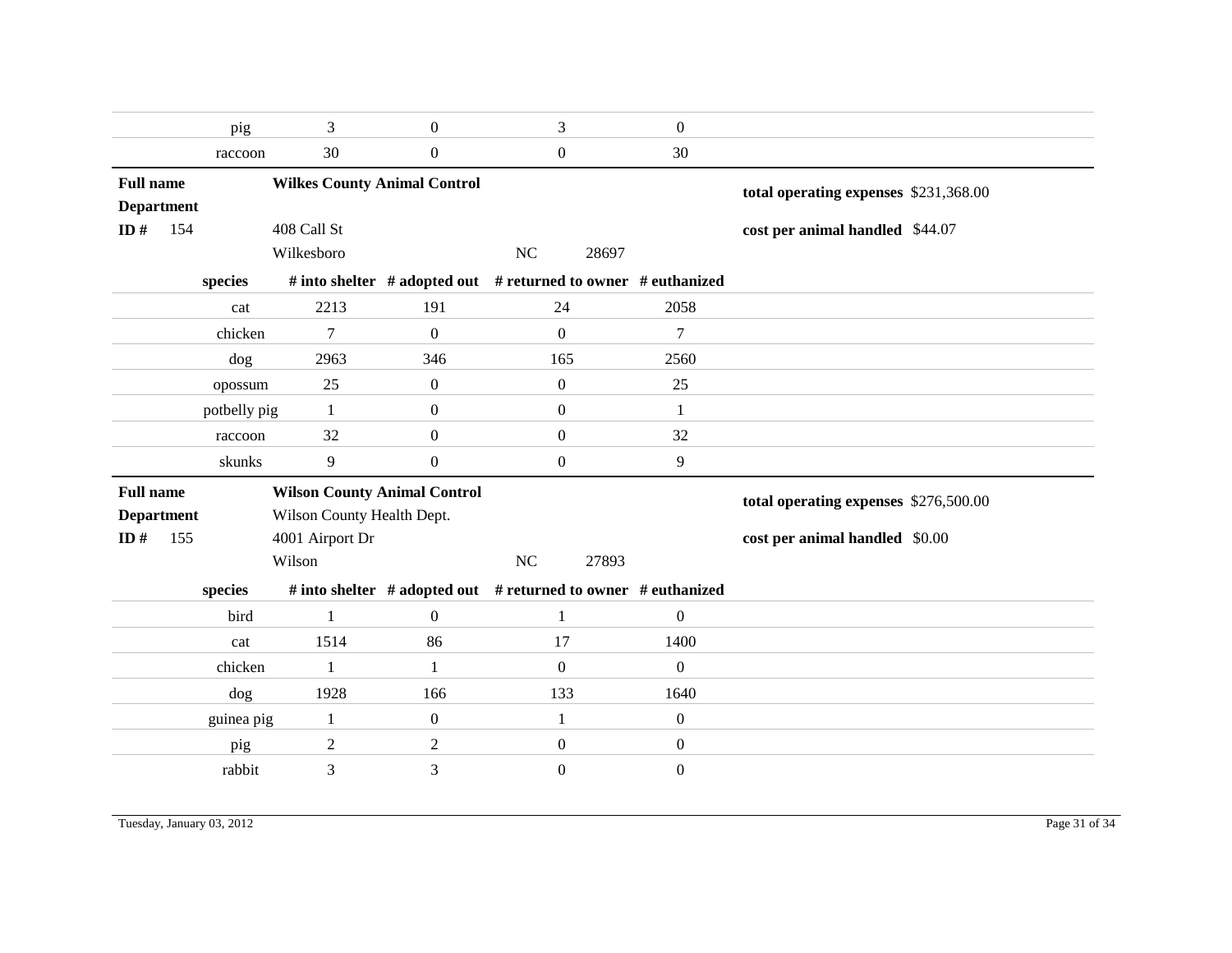| species | # into shelter | # adopted out | # returned to owner | # euthanized |
|---|---|---|---|---|
| pig | 3 | 0 | 3 | 0 |
| raccoon | 30 | 0 | 0 | 30 |

**Full name** **Wilkes County Animal Control**

**Department**

**ID #** 154

408 Call St

Wilkesboro NC 28697

**total operating expenses** $231,368.00

**cost per animal handled** $44.07

| species | # into shelter | # adopted out | # returned to owner | # euthanized |
|---|---|---|---|---|
| cat | 2213 | 191 | 24 | 2058 |
| chicken | 7 | 0 | 0 | 7 |
| dog | 2963 | 346 | 165 | 2560 |
| opossum | 25 | 0 | 0 | 25 |
| potbelly pig | 1 | 0 | 0 | 1 |
| raccoon | 32 | 0 | 0 | 32 |
| skunks | 9 | 0 | 0 | 9 |

**Full name** **Wilson County Animal Control**

**Department** Wilson County Health Dept.

**ID #** 155

4001 Airport Dr

Wilson NC 27893

**total operating expenses** $276,500.00

**cost per animal handled** $0.00

| species | # into shelter | # adopted out | # returned to owner | # euthanized |
|---|---|---|---|---|
| bird | 1 | 0 | 1 | 0 |
| cat | 1514 | 86 | 17 | 1400 |
| chicken | 1 | 1 | 0 | 0 |
| dog | 1928 | 166 | 133 | 1640 |
| guinea pig | 1 | 0 | 1 | 0 |
| pig | 2 | 2 | 0 | 0 |
| rabbit | 3 | 3 | 0 | 0 |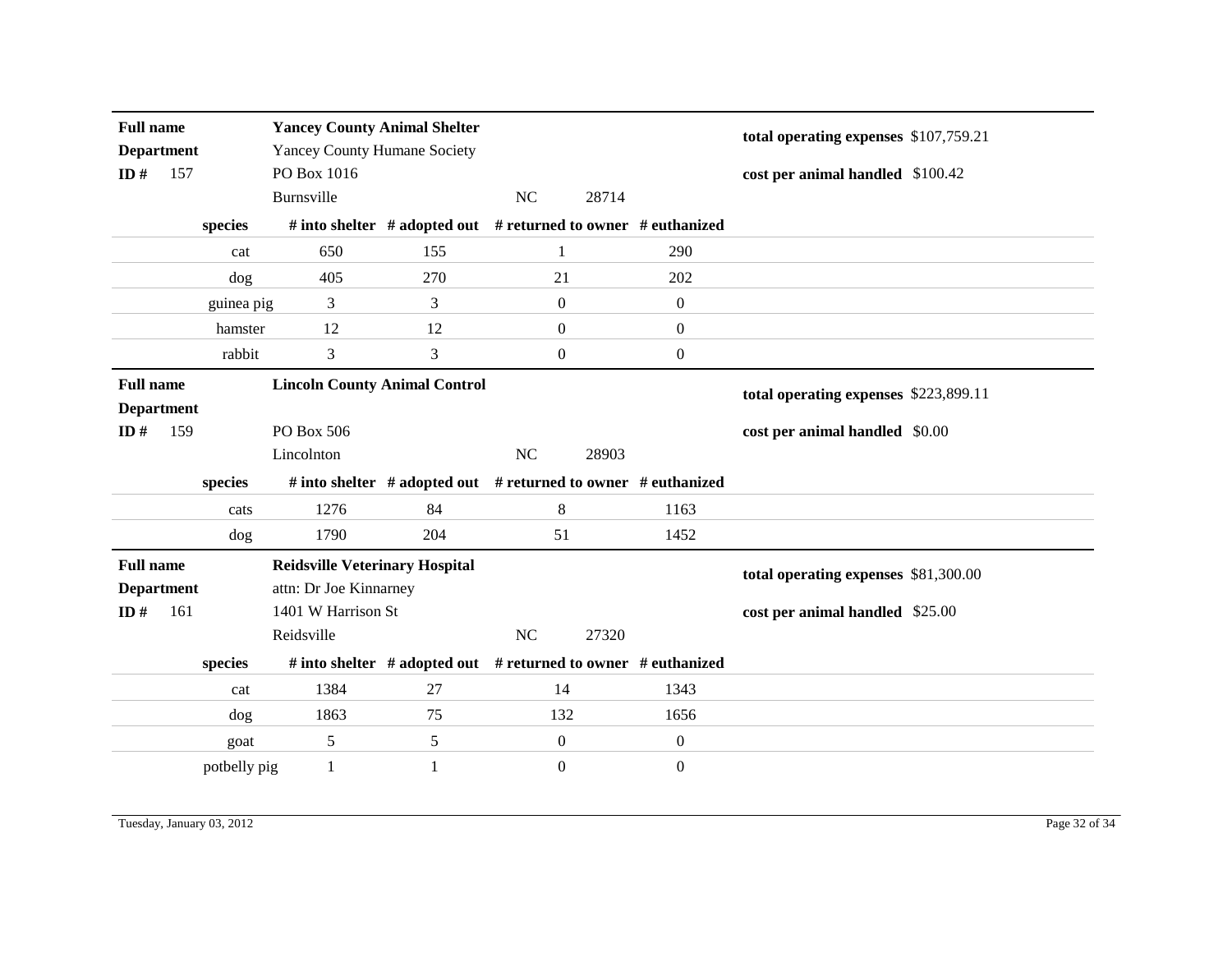| | |
|---|---|
| **Full name** | **Yancey County Animal Shelter** |
| **Department** | Yancey County Humane Society |
| **ID #** 157 | PO Box 1016 |
| | Burnsville NC 28714 |

**total operating expenses** $107,759.21

**cost per animal handled** $100.42

| species | # into shelter | # adopted out | # returned to owner | # euthanized |
|---|---|---|---|---|
| cat | 650 | 155 | 1 | 290 |
| dog | 405 | 270 | 21 | 202 |
| guinea pig | 3 | 3 | 0 | 0 |
| hamster | 12 | 12 | 0 | 0 |
| rabbit | 3 | 3 | 0 | 0 |

| | |
|---|---|
| **Full name** | **Lincoln County Animal Control** |
| **Department** | |
| **ID #** 159 | PO Box 506 |
| | Lincolnton NC 28903 |

**total operating expenses** $223,899.11

**cost per animal handled** $0.00

| species | # into shelter | # adopted out | # returned to owner | # euthanized |
|---|---|---|---|---|
| cats | 1276 | 84 | 8 | 1163 |
| dog | 1790 | 204 | 51 | 1452 |

| | |
|---|---|
| **Full name** | **Reidsville Veterinary Hospital** |
| **Department** | attn: Dr Joe Kinnarney |
| **ID #** 161 | 1401 W Harrison St |
| | Reidsville NC 27320 |

**total operating expenses** $81,300.00

**cost per animal handled** $25.00

| species | # into shelter | # adopted out | # returned to owner | # euthanized |
|---|---|---|---|---|
| cat | 1384 | 27 | 14 | 1343 |
| dog | 1863 | 75 | 132 | 1656 |
| goat | 5 | 5 | 0 | 0 |
| potbelly pig | 1 | 1 | 0 | 0 |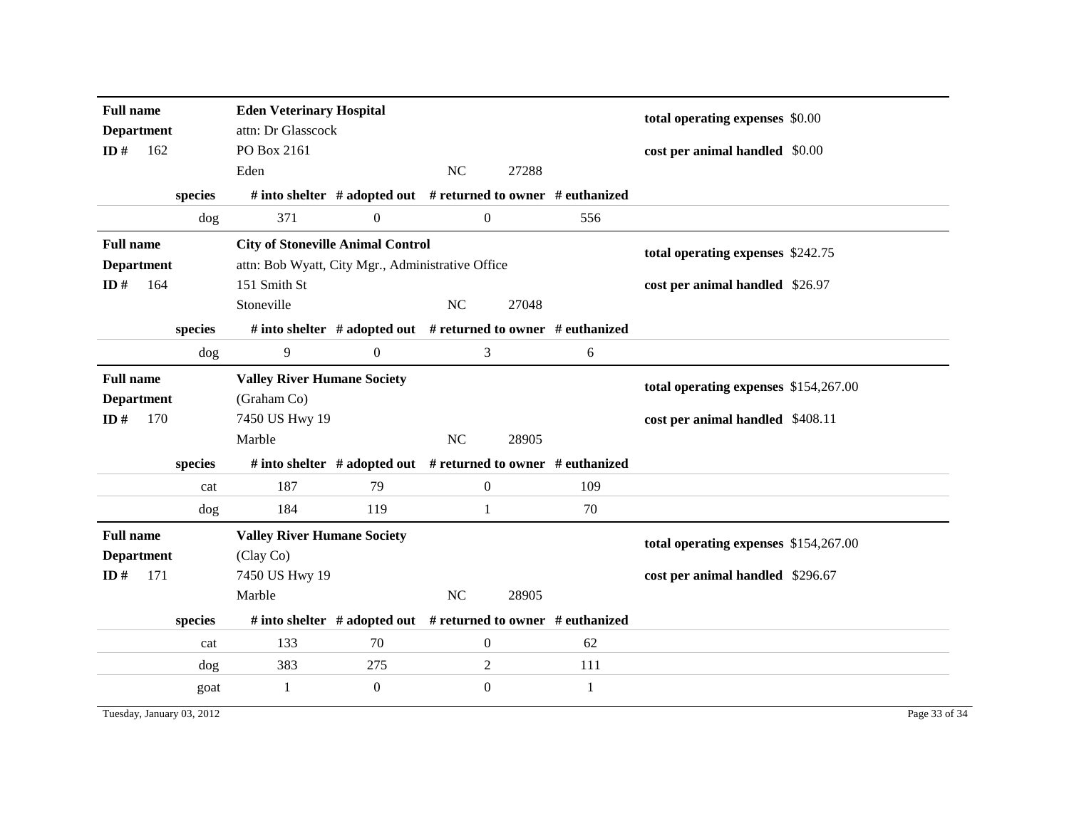**Full name** **Eden Veterinary Hospital**
**Department** attn: Dr Glasscock
**ID #** 162
PO Box 2161
Eden NC 27288

**total operating expenses** $0.00
**cost per animal handled** $0.00

| species | # into shelter | # adopted out | # returned to owner | # euthanized |
|---|---|---|---|---|
| dog | 371 | 0 | 0 | 556 |

**Full name** **City of Stoneville Animal Control**
**Department** attn: Bob Wyatt, City Mgr., Administrative Office
**ID #** 164
151 Smith St
Stoneville NC 27048

**total operating expenses** $242.75
**cost per animal handled** $26.97

| species | # into shelter | # adopted out | # returned to owner | # euthanized |
|---|---|---|---|---|
| dog | 9 | 0 | 3 | 6 |

**Full name** **Valley River Humane Society**
**Department** (Graham Co)
**ID #** 170
7450 US Hwy 19
Marble NC 28905

**total operating expenses** $154,267.00
**cost per animal handled** $408.11

| species | # into shelter | # adopted out | # returned to owner | # euthanized |
|---|---|---|---|---|
| cat | 187 | 79 | 0 | 109 |
| dog | 184 | 119 | 1 | 70 |

**Full name** **Valley River Humane Society**
**Department** (Clay Co)
**ID #** 171
7450 US Hwy 19
Marble NC 28905

**total operating expenses** $154,267.00
**cost per animal handled** $296.67

| species | # into shelter | # adopted out | # returned to owner | # euthanized |
|---|---|---|---|---|
| cat | 133 | 70 | 0 | 62 |
| dog | 383 | 275 | 2 | 111 |
| goat | 1 | 0 | 0 | 1 |

Tuesday, January 03, 2012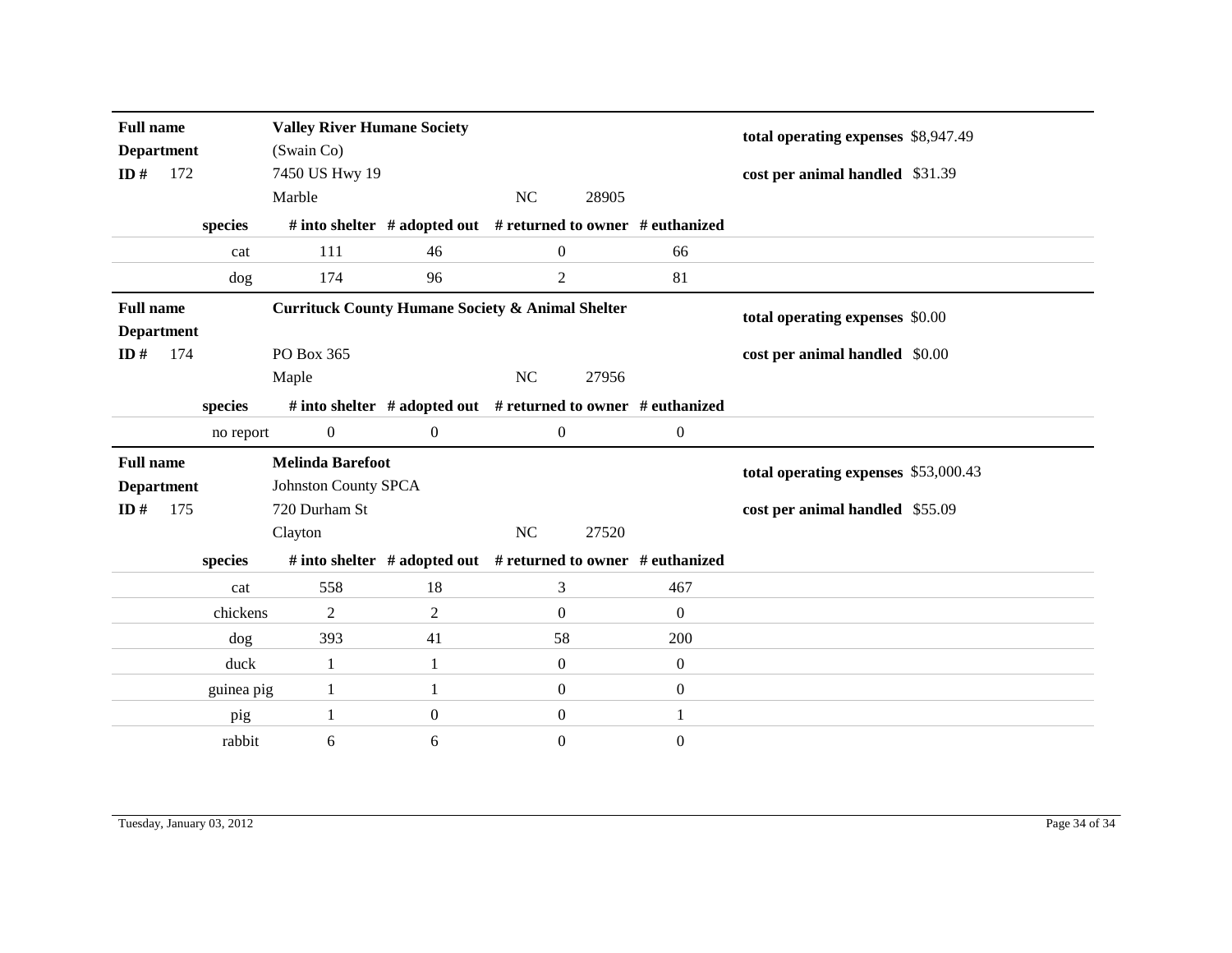**Full name** **Valley River Humane Society**
**Department** (Swain Co)
**ID #** 172 7450 US Hwy 19
Marble NC 28905

**total operating expenses** $8,947.49
**cost per animal handled** $31.39

| species | # into shelter | # adopted out | # returned to owner | # euthanized |
|---|---|---|---|---|
| cat | 111 | 46 | 0 | 66 |
| dog | 174 | 96 | 2 | 81 |

**Full name** **Currituck County Humane Society & Animal Shelter**
**Department**
**ID #** 174 PO Box 365
Maple NC 27956

**total operating expenses** $0.00
**cost per animal handled** $0.00

| species | # into shelter | # adopted out | # returned to owner | # euthanized |
|---|---|---|---|---|
| no report | 0 | 0 | 0 | 0 |

**Full name** **Melinda Barefoot**
**Department** Johnston County SPCA
**ID #** 175 720 Durham St
Clayton NC 27520

**total operating expenses** $53,000.43
**cost per animal handled** $55.09

| species | # into shelter | # adopted out | # returned to owner | # euthanized |
|---|---|---|---|---|
| cat | 558 | 18 | 3 | 467 |
| chickens | 2 | 2 | 0 | 0 |
| dog | 393 | 41 | 58 | 200 |
| duck | 1 | 1 | 0 | 0 |
| guinea pig | 1 | 1 | 0 | 0 |
| pig | 1 | 0 | 0 | 1 |
| rabbit | 6 | 6 | 0 | 0 |

Tuesday, January 03, 2012